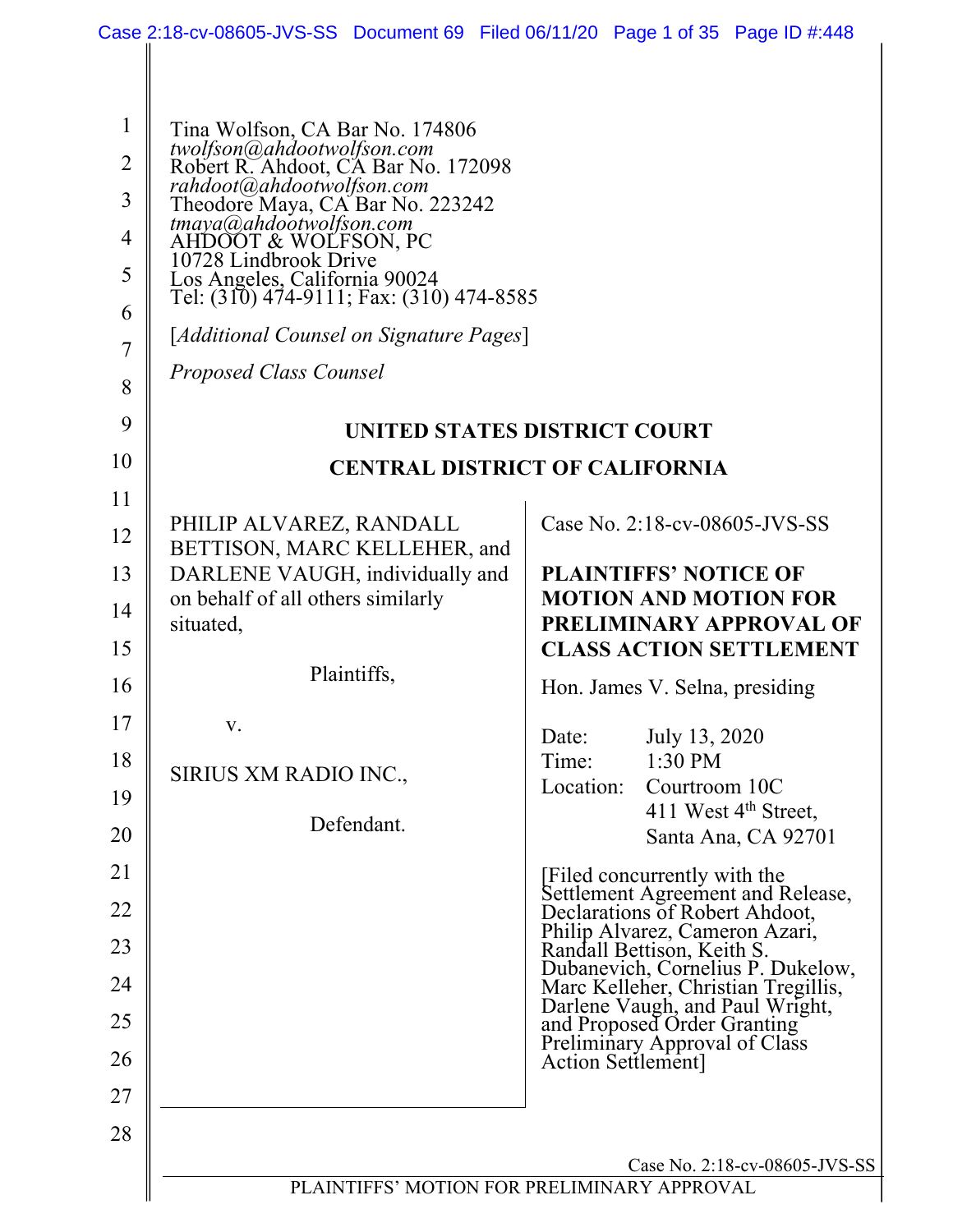Tina Wolfson, CA Bar No. 174806
*twolfson@ahdootwolfson.com*
Robert R. Ahdoot, CA Bar No. 172098
*rahdoot@ahdootwolfson.com*
Theodore Maya, CA Bar No. 223242
*tmaya@ahdootwolfson.com*
AHDOOT & WOLFSON, PC
10728 Lindbrook Drive
Los Angeles, California 90024
Tel: (310) 474-9111; Fax: (310) 474-8585

[*Additional Counsel on Signature Pages*]

*Proposed Class Counsel*

**UNITED STATES DISTRICT COURT**

**CENTRAL DISTRICT OF CALIFORNIA**

PHILIP ALVAREZ, RANDALL BETTISON, MARC KELLEHER, and DARLENE VAUGH, individually and on behalf of all others similarly situated,

Plaintiffs,

v.

SIRIUS XM RADIO INC.,

Defendant.

Case No. 2:18-cv-08605-JVS-SS

**PLAINTIFFS' NOTICE OF MOTION AND MOTION FOR PRELIMINARY APPROVAL OF CLASS ACTION SETTLEMENT**

Hon. James V. Selna, presiding

Date: July 13, 2020
Time: 1:30 PM
Location: Courtroom 10C
411 West 4th Street,
Santa Ana, CA 92701

[Filed concurrently with the Settlement Agreement and Release, Declarations of Robert Ahdoot, Philip Alvarez, Cameron Azari, Randall Bettison, Keith S. Dubanevich, Cornelius P. Dukelow, Marc Kelleher, Christian Tregillis, Darlene Vaugh, and Paul Wright, and Proposed Order Granting Preliminary Approval of Class Action Settlement]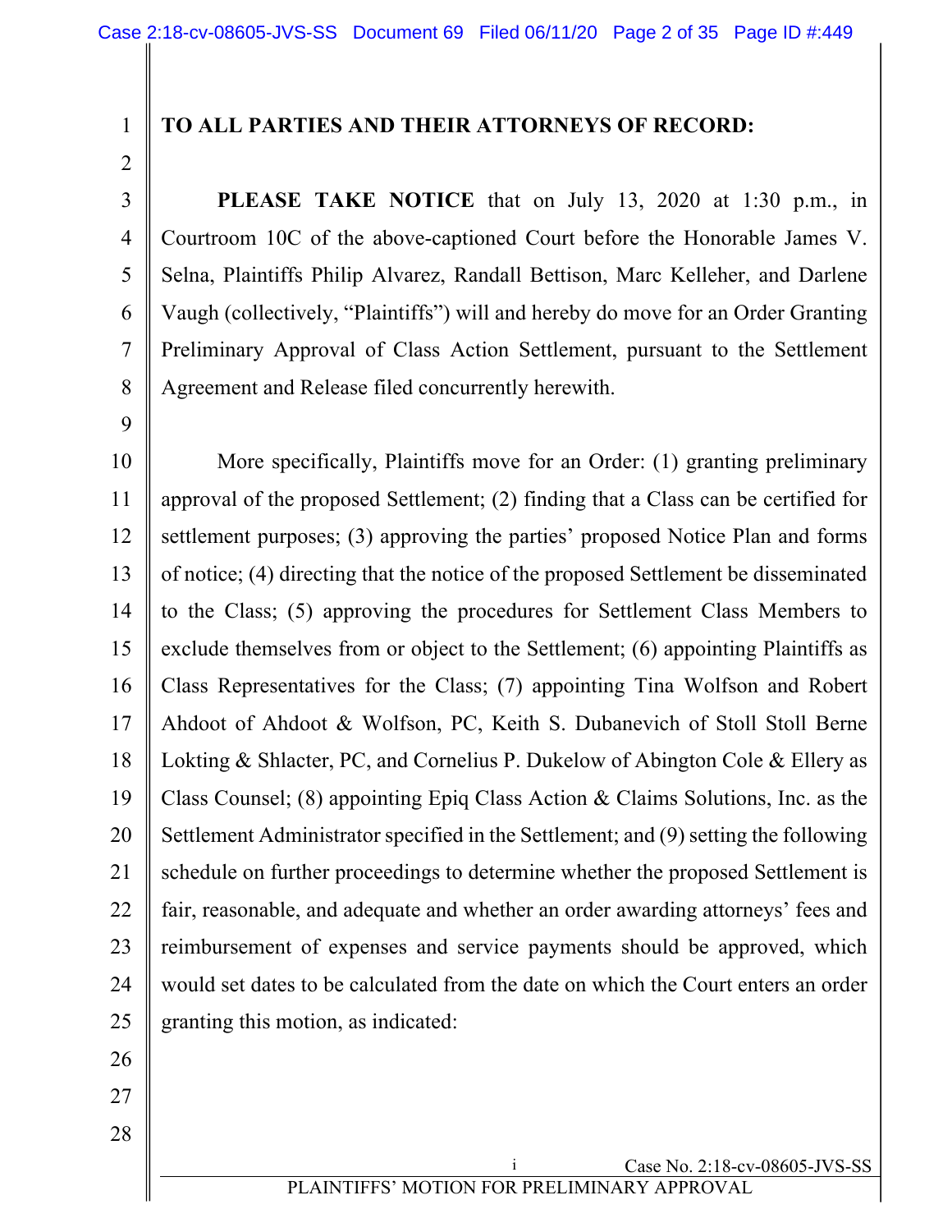**TO ALL PARTIES AND THEIR ATTORNEYS OF RECORD:**

**PLEASE TAKE NOTICE** that on July 13, 2020 at 1:30 p.m., in Courtroom 10C of the above-captioned Court before the Honorable James V. Selna, Plaintiffs Philip Alvarez, Randall Bettison, Marc Kelleher, and Darlene Vaugh (collectively, "Plaintiffs") will and hereby do move for an Order Granting Preliminary Approval of Class Action Settlement, pursuant to the Settlement Agreement and Release filed concurrently herewith.

More specifically, Plaintiffs move for an Order: (1) granting preliminary approval of the proposed Settlement; (2) finding that a Class can be certified for settlement purposes; (3) approving the parties' proposed Notice Plan and forms of notice; (4) directing that the notice of the proposed Settlement be disseminated to the Class; (5) approving the procedures for Settlement Class Members to exclude themselves from or object to the Settlement; (6) appointing Plaintiffs as Class Representatives for the Class; (7) appointing Tina Wolfson and Robert Ahdoot of Ahdoot & Wolfson, PC, Keith S. Dubanevich of Stoll Stoll Berne Lokting & Shlacter, PC, and Cornelius P. Dukelow of Abington Cole & Ellery as Class Counsel; (8) appointing Epiq Class Action & Claims Solutions, Inc. as the Settlement Administrator specified in the Settlement; and (9) setting the following schedule on further proceedings to determine whether the proposed Settlement is fair, reasonable, and adequate and whether an order awarding attorneys' fees and reimbursement of expenses and service payments should be approved, which would set dates to be calculated from the date on which the Court enters an order granting this motion, as indicated: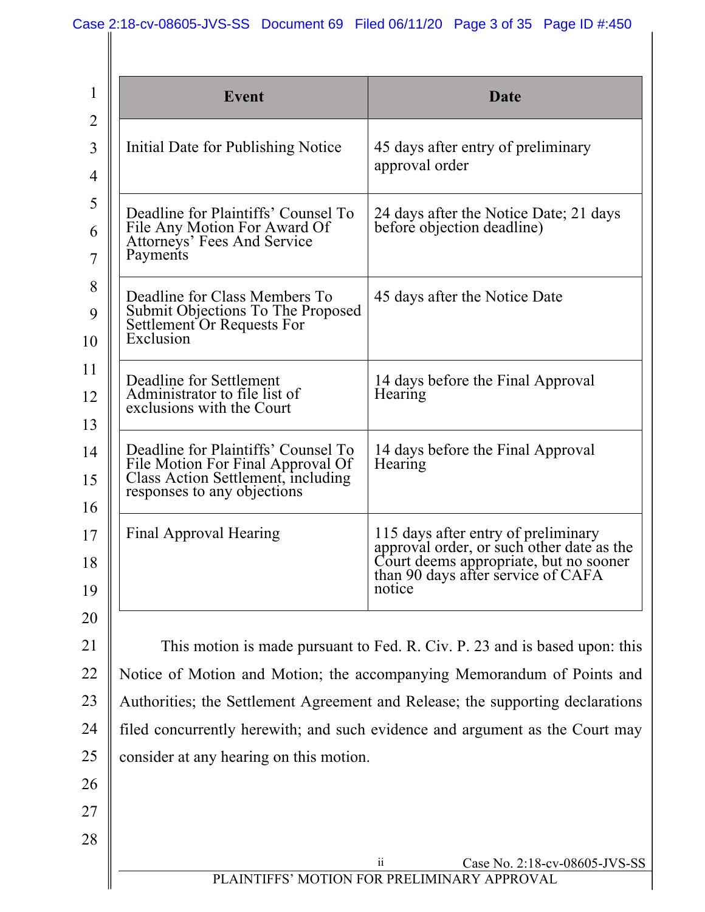| Event | Date |
|---|---|
| Initial Date for Publishing Notice | 45 days after entry of preliminary approval order |
| Deadline for Plaintiffs' Counsel To File Any Motion For Award Of Attorneys' Fees And Service Payments | 24 days after the Notice Date; 21 days before objection deadline) |
| Deadline for Class Members To Submit Objections To The Proposed Settlement Or Requests For Exclusion | 45 days after the Notice Date |
| Deadline for Settlement Administrator to file list of exclusions with the Court | 14 days before the Final Approval Hearing |
| Deadline for Plaintiffs' Counsel To File Motion For Final Approval Of Class Action Settlement, including responses to any objections | 14 days before the Final Approval Hearing |
| Final Approval Hearing | 115 days after entry of preliminary approval order, or such other date as the Court deems appropriate, but no sooner than 90 days after service of CAFA notice |

This motion is made pursuant to Fed. R. Civ. P. 23 and is based upon: this Notice of Motion and Motion; the accompanying Memorandum of Points and Authorities; the Settlement Agreement and Release; the supporting declarations filed concurrently herewith; and such evidence and argument as the Court may consider at any hearing on this motion.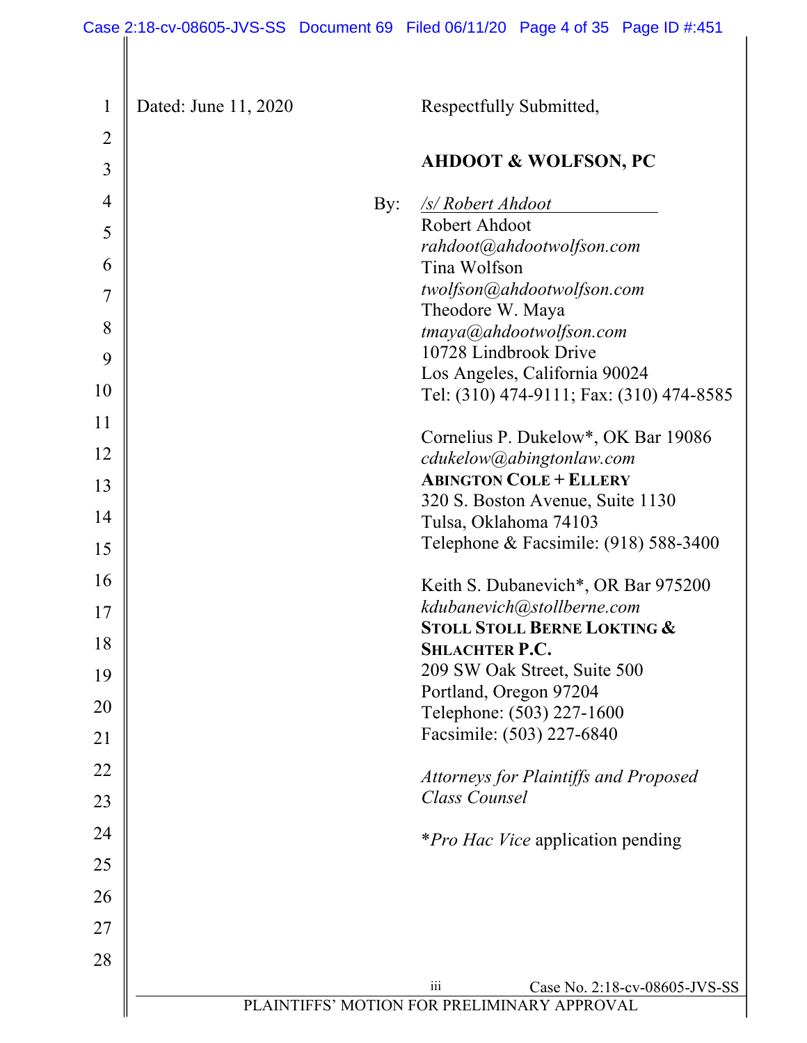Dated: June 11, 2020

Respectfully Submitted,

**AHDOOT & WOLFSON, PC**

By: /s/ Robert Ahdoot

Robert Ahdoot
*rahdoot@ahdootwolfson.com*
Tina Wolfson
*twolfson@ahdootwolfson.com*
Theodore W. Maya
*tmaya@ahdootwolfson.com*
10728 Lindbrook Drive
Los Angeles, California 90024
Tel: (310) 474-9111; Fax: (310) 474-8585

Cornelius P. Dukelow*, OK Bar 19086
*cdukelow@abingtonlaw.com*
**ABINGTON COLE + ELLERY**
320 S. Boston Avenue, Suite 1130
Tulsa, Oklahoma 74103
Telephone & Facsimile: (918) 588-3400

Keith S. Dubanevich*, OR Bar 975200
*kdubanevich@stollberne.com*
**STOLL STOLL BERNE LOKTING & SHLACHTER P.C.**
209 SW Oak Street, Suite 500
Portland, Oregon 97204
Telephone: (503) 227-1600
Facsimile: (503) 227-6840

*Attorneys for Plaintiffs and Proposed Class Counsel*

**Pro Hac Vice* application pending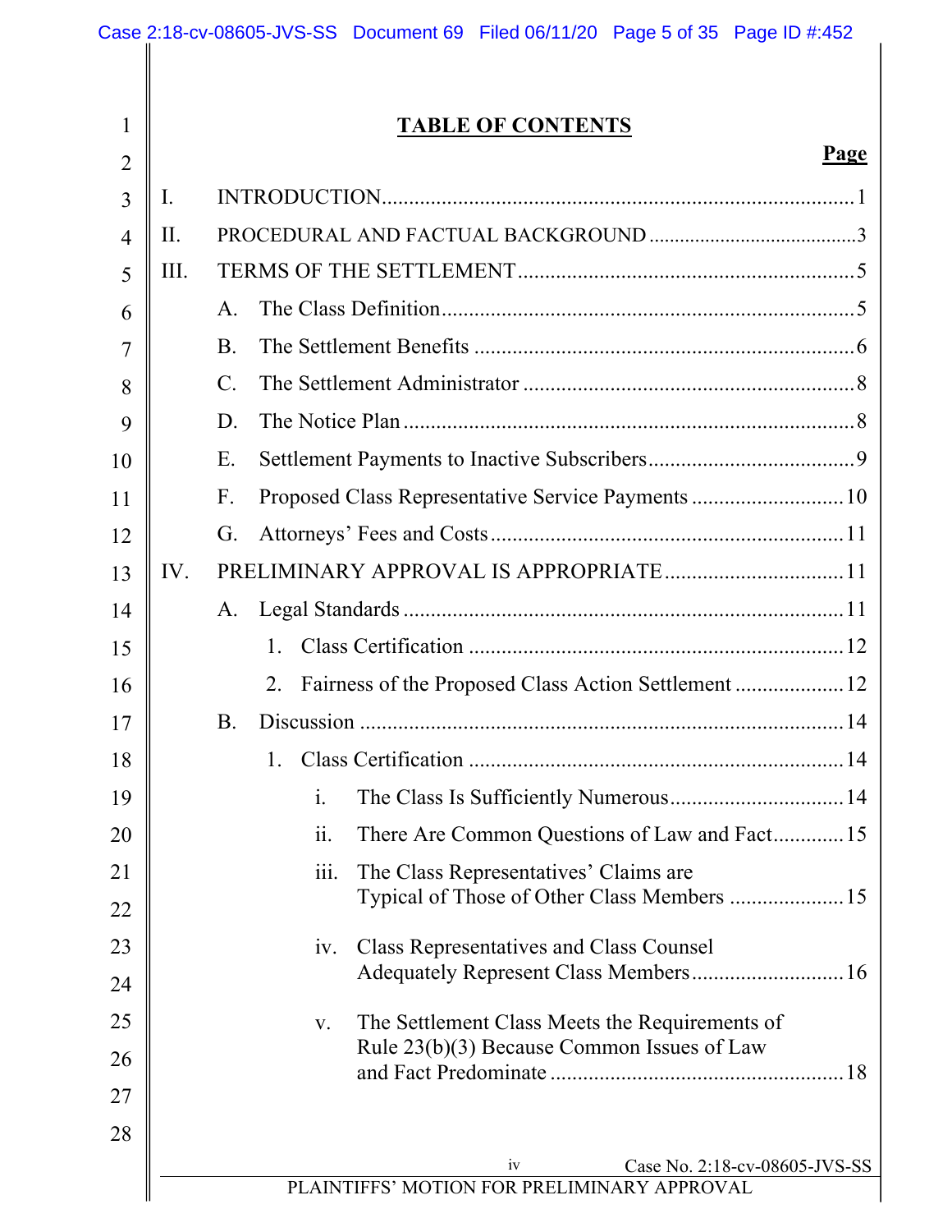## TABLE OF CONTENTS

| | Page |
|---|---|
| I. INTRODUCTION | 1 |
| II. PROCEDURAL AND FACTUAL BACKGROUND | 3 |
| III. TERMS OF THE SETTLEMENT | 5 |
| A. The Class Definition | 5 |
| B. The Settlement Benefits | 6 |
| C. The Settlement Administrator | 8 |
| D. The Notice Plan | 8 |
| E. Settlement Payments to Inactive Subscribers | 9 |
| F. Proposed Class Representative Service Payments | 10 |
| G. Attorneys' Fees and Costs | 11 |
| IV. PRELIMINARY APPROVAL IS APPROPRIATE | 11 |
| A. Legal Standards | 11 |
| 1. Class Certification | 12 |
| 2. Fairness of the Proposed Class Action Settlement | 12 |
| B. Discussion | 14 |
| 1. Class Certification | 14 |
| i. The Class Is Sufficiently Numerous | 14 |
| ii. There Are Common Questions of Law and Fact | 15 |
| iii. The Class Representatives' Claims are Typical of Those of Other Class Members | 15 |
| iv. Class Representatives and Class Counsel Adequately Represent Class Members | 16 |
| v. The Settlement Class Meets the Requirements of Rule 23(b)(3) Because Common Issues of Law and Fact Predominate | 18 |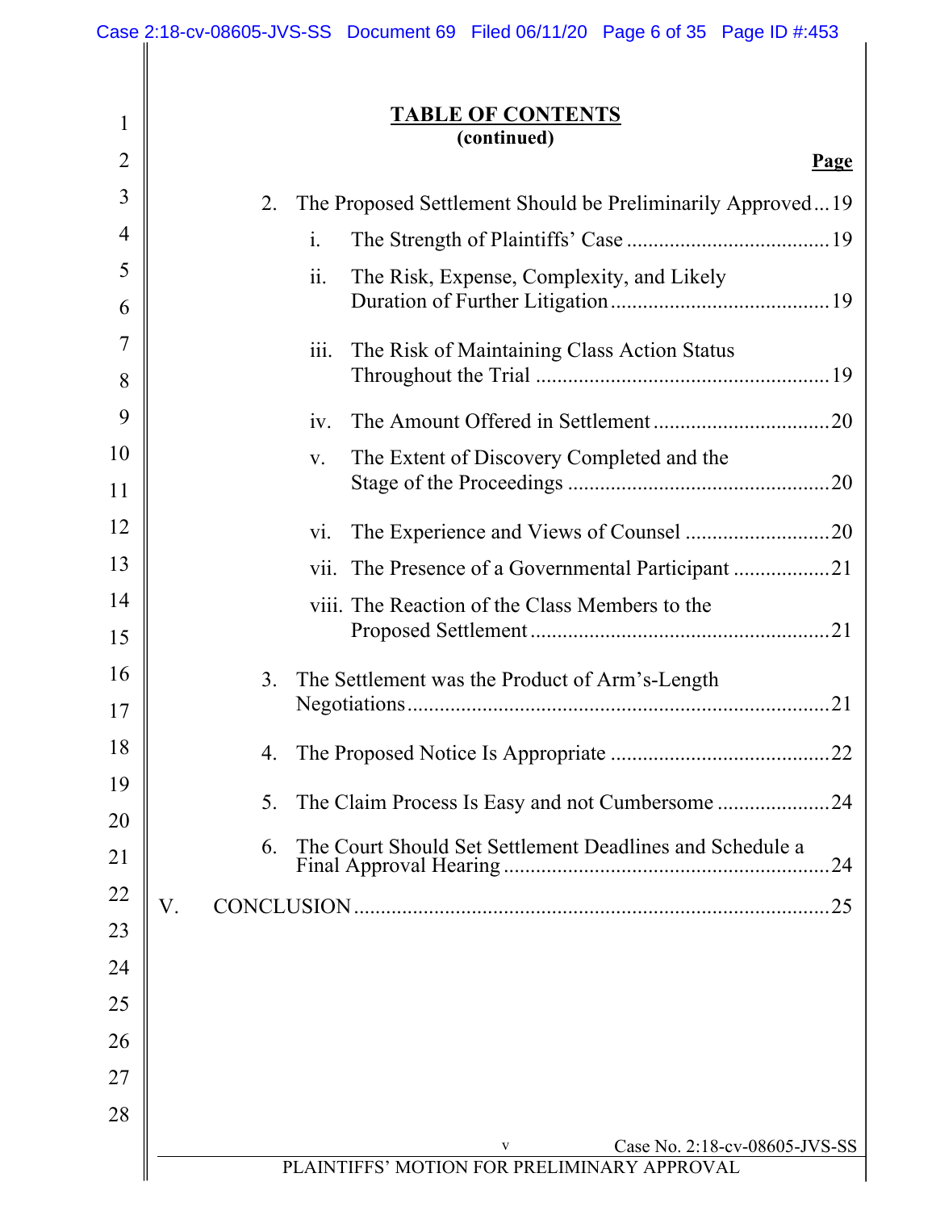## TABLE OF CONTENTS
**(continued)**

| | Page |
|---|---|
| 2. The Proposed Settlement Should be Preliminarily Approved | 19 |
| i. The Strength of Plaintiffs' Case | 19 |
| ii. The Risk, Expense, Complexity, and Likely Duration of Further Litigation | 19 |
| iii. The Risk of Maintaining Class Action Status Throughout the Trial | 19 |
| iv. The Amount Offered in Settlement | 20 |
| v. The Extent of Discovery Completed and the Stage of the Proceedings | 20 |
| vi. The Experience and Views of Counsel | 20 |
| vii. The Presence of a Governmental Participant | 21 |
| viii. The Reaction of the Class Members to the Proposed Settlement | 21 |
| 3. The Settlement was the Product of Arm's-Length Negotiations | 21 |
| 4. The Proposed Notice Is Appropriate | 22 |
| 5. The Claim Process Is Easy and not Cumbersome | 24 |
| 6. The Court Should Set Settlement Deadlines and Schedule a Final Approval Hearing | 24 |
| V. CONCLUSION | 25 |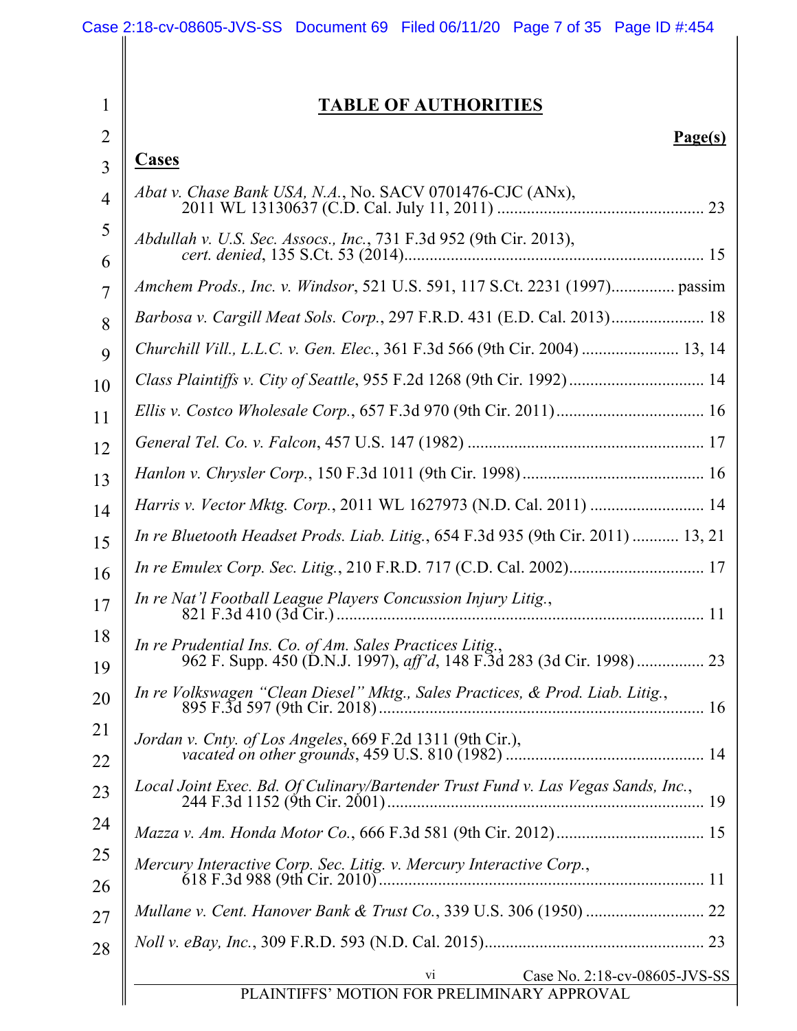## TABLE OF AUTHORITIES

**Page(s)**

**Cases**

*Abat v. Chase Bank USA, N.A.*, No. SACV 0701476-CJC (ANx), 2011 WL 13130637 (C.D. Cal. July 11, 2011) ........ 23

*Abdullah v. U.S. Sec. Assocs., Inc.*, 731 F.3d 952 (9th Cir. 2013), *cert. denied*, 135 S.Ct. 53 (2014) ........ 15

*Amchem Prods., Inc. v. Windsor*, 521 U.S. 591, 117 S.Ct. 2231 (1997) ........ passim

*Barbosa v. Cargill Meat Sols. Corp.*, 297 F.R.D. 431 (E.D. Cal. 2013) ........ 18

*Churchill Vill., L.L.C. v. Gen. Elec.*, 361 F.3d 566 (9th Cir. 2004) ........ 13, 14

*Class Plaintiffs v. City of Seattle*, 955 F.2d 1268 (9th Cir. 1992) ........ 14

*Ellis v. Costco Wholesale Corp.*, 657 F.3d 970 (9th Cir. 2011) ........ 16

*General Tel. Co. v. Falcon*, 457 U.S. 147 (1982) ........ 17

*Hanlon v. Chrysler Corp.*, 150 F.3d 1011 (9th Cir. 1998) ........ 16

*Harris v. Vector Mktg. Corp.*, 2011 WL 1627973 (N.D. Cal. 2011) ........ 14

*In re Bluetooth Headset Prods. Liab. Litig.*, 654 F.3d 935 (9th Cir. 2011) ........ 13, 21

*In re Emulex Corp. Sec. Litig.*, 210 F.R.D. 717 (C.D. Cal. 2002) ........ 17

*In re Nat'l Football League Players Concussion Injury Litig.*, 821 F.3d 410 (3d Cir.) ........ 11

*In re Prudential Ins. Co. of Am. Sales Practices Litig.*, 962 F. Supp. 450 (D.N.J. 1997), *aff'd*, 148 F.3d 283 (3d Cir. 1998) ........ 23

*In re Volkswagen "Clean Diesel" Mktg., Sales Practices, & Prod. Liab. Litig.*, 895 F.3d 597 (9th Cir. 2018) ........ 16

*Jordan v. Cnty. of Los Angeles*, 669 F.2d 1311 (9th Cir.), *vacated on other grounds*, 459 U.S. 810 (1982) ........ 14

*Local Joint Exec. Bd. Of Culinary/Bartender Trust Fund v. Las Vegas Sands, Inc.*, 244 F.3d 1152 (9th Cir. 2001) ........ 19

*Mazza v. Am. Honda Motor Co.*, 666 F.3d 581 (9th Cir. 2012) ........ 15

*Mercury Interactive Corp. Sec. Litig. v. Mercury Interactive Corp.*, 618 F.3d 988 (9th Cir. 2010) ........ 11

*Mullane v. Cent. Hanover Bank & Trust Co.*, 339 U.S. 306 (1950) ........ 22

*Noll v. eBay, Inc.*, 309 F.R.D. 593 (N.D. Cal. 2015) ........ 23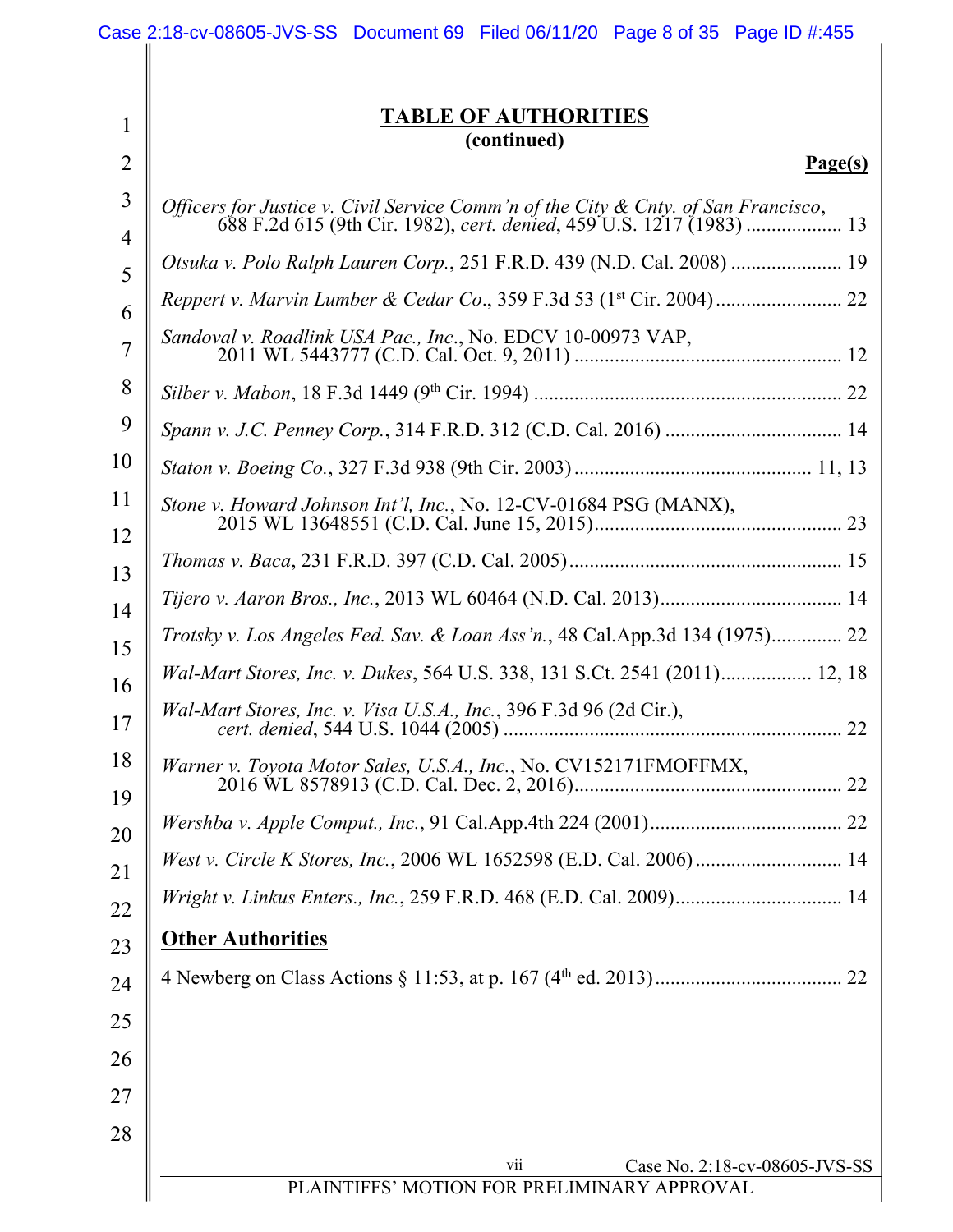## TABLE OF AUTHORITIES
**(continued)**

**Page(s)**

*Officers for Justice v. Civil Service Comm'n of the City & Cnty. of San Francisco*, 688 F.2d 615 (9th Cir. 1982), *cert. denied*, 459 U.S. 1217 (1983) .................. 13

*Otsuka v. Polo Ralph Lauren Corp.*, 251 F.R.D. 439 (N.D. Cal. 2008) ...................... 19

*Reppert v. Marvin Lumber & Cedar Co*., 359 F.3d 53 (1st Cir. 2004) ........................ 22

*Sandoval v. Roadlink USA Pac., Inc*., No. EDCV 10-00973 VAP, 2011 WL 5443777 (C.D. Cal. Oct. 9, 2011) .................................................... 12

*Silber v. Mabon*, 18 F.3d 1449 (9th Cir. 1994) ............................................................ 22

*Spann v. J.C. Penney Corp.*, 314 F.R.D. 312 (C.D. Cal. 2016) .................................. 14

*Staton v. Boeing Co.*, 327 F.3d 938 (9th Cir. 2003) .............................................. 11, 13

*Stone v. Howard Johnson Int'l, Inc.*, No. 12-CV-01684 PSG (MANX), 2015 WL 13648551 (C.D. Cal. June 15, 2015) ................................................ 23

*Thomas v. Baca*, 231 F.R.D. 397 (C.D. Cal. 2005) ..................................................... 15

*Tijero v. Aaron Bros., Inc.*, 2013 WL 60464 (N.D. Cal. 2013) .................................... 14

*Trotsky v. Los Angeles Fed. Sav. & Loan Ass'n.*, 48 Cal.App.3d 134 (1975) .............. 22

*Wal-Mart Stores, Inc. v. Dukes*, 564 U.S. 338, 131 S.Ct. 2541 (2011) .................. 12, 18

*Wal-Mart Stores, Inc. v. Visa U.S.A., Inc.*, 396 F.3d 96 (2d Cir.), *cert. denied*, 544 U.S. 1044 (2005) .................................................................. 22

*Warner v. Toyota Motor Sales, U.S.A., Inc.*, No. CV152171FMOFFMX, 2016 WL 8578913 (C.D. Cal. Dec. 2, 2016) .................................................... 22

*Wershba v. Apple Comput., Inc.*, 91 Cal.App.4th 224 (2001) ...................................... 22

*West v. Circle K Stores, Inc.*, 2006 WL 1652598 (E.D. Cal. 2006) ............................. 14

*Wright v. Linkus Enters., Inc.*, 259 F.R.D. 468 (E.D. Cal. 2009) ................................. 14

**Other Authorities**

4 Newberg on Class Actions § 11:53, at p. 167 (4th ed. 2013) ..................................... 22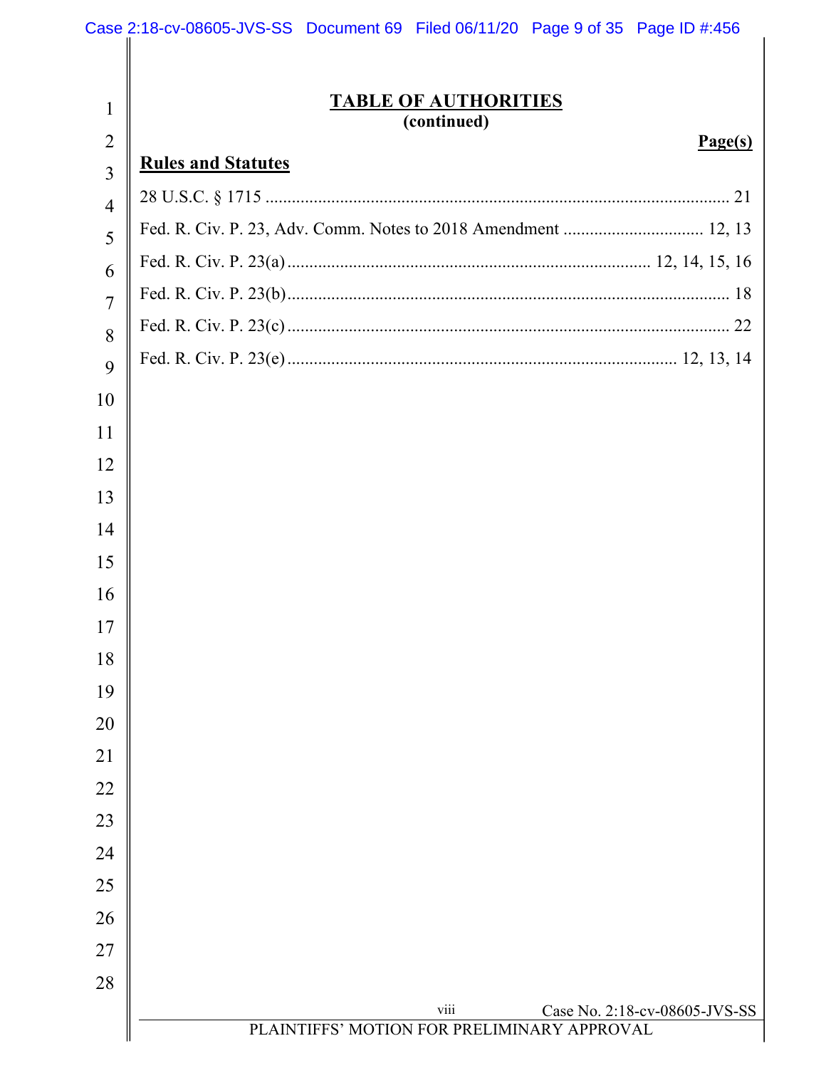## TABLE OF AUTHORITIES
**(continued)**

**Page(s)**

### Rules and Statutes

28 U.S.C. § 1715 .......................................................................................................... 21

Fed. R. Civ. P. 23, Adv. Comm. Notes to 2018 Amendment ................................ 12, 13

Fed. R. Civ. P. 23(a) ................................................................................... 12, 14, 15, 16

Fed. R. Civ. P. 23(b) ..................................................................................................... 18

Fed. R. Civ. P. 23(c) ..................................................................................................... 22

Fed. R. Civ. P. 23(e) ...................................................................................... 12, 13, 14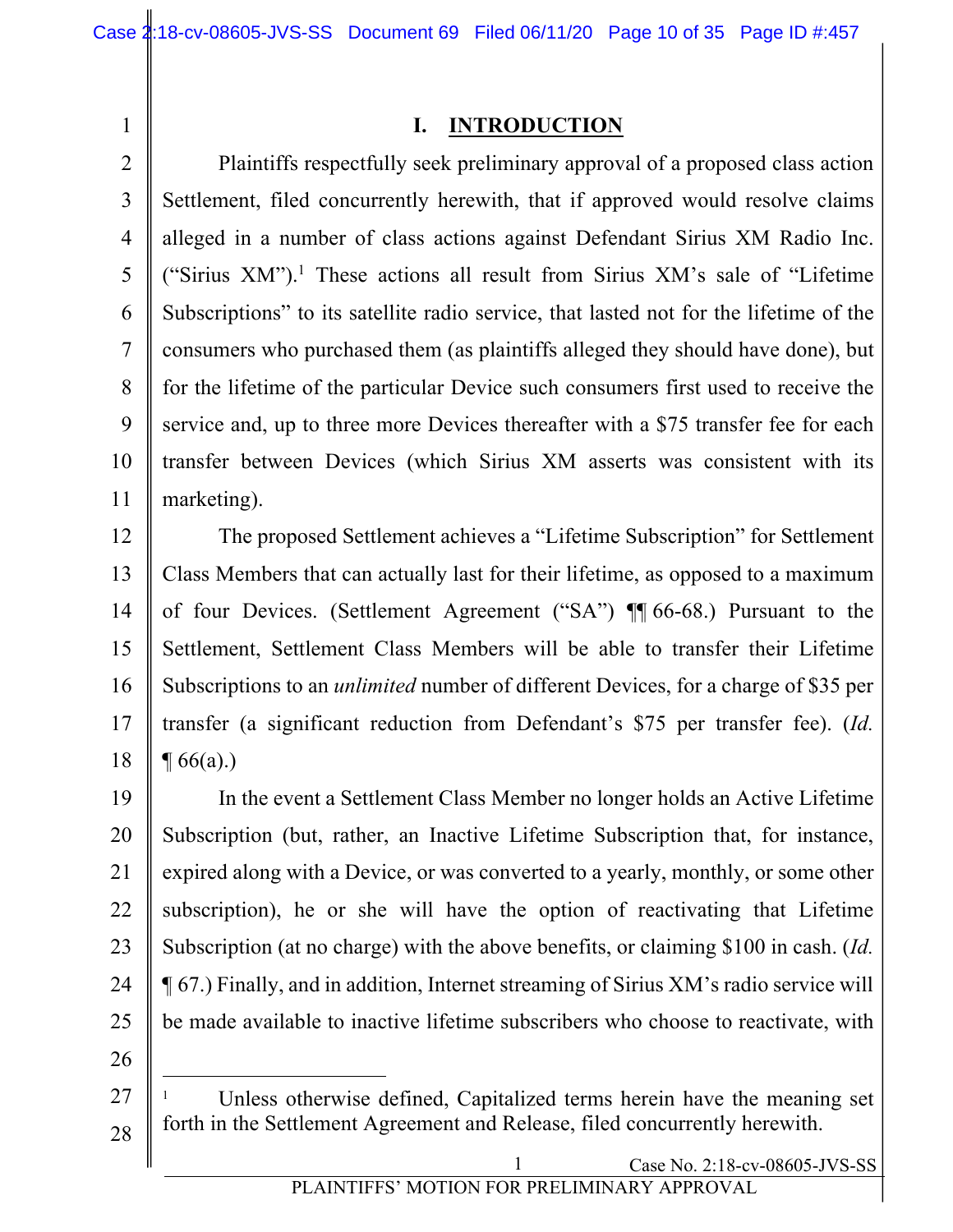## I. INTRODUCTION

Plaintiffs respectfully seek preliminary approval of a proposed class action Settlement, filed concurrently herewith, that if approved would resolve claims alleged in a number of class actions against Defendant Sirius XM Radio Inc. ("Sirius XM").[1] These actions all result from Sirius XM's sale of "Lifetime Subscriptions" to its satellite radio service, that lasted not for the lifetime of the consumers who purchased them (as plaintiffs alleged they should have done), but for the lifetime of the particular Device such consumers first used to receive the service and, up to three more Devices thereafter with a $75 transfer fee for each transfer between Devices (which Sirius XM asserts was consistent with its marketing).

The proposed Settlement achieves a "Lifetime Subscription" for Settlement Class Members that can actually last for their lifetime, as opposed to a maximum of four Devices. (Settlement Agreement ("SA") ¶¶ 66-68.) Pursuant to the Settlement, Settlement Class Members will be able to transfer their Lifetime Subscriptions to an *unlimited* number of different Devices, for a charge of $35 per transfer (a significant reduction from Defendant's $75 per transfer fee). (*Id.* ¶ 66(a).)

In the event a Settlement Class Member no longer holds an Active Lifetime Subscription (but, rather, an Inactive Lifetime Subscription that, for instance, expired along with a Device, or was converted to a yearly, monthly, or some other subscription), he or she will have the option of reactivating that Lifetime Subscription (at no charge) with the above benefits, or claiming $100 in cash. (*Id.* ¶ 67.) Finally, and in addition, Internet streaming of Sirius XM's radio service will be made available to inactive lifetime subscribers who choose to reactivate, with

---

[1] Unless otherwise defined, Capitalized terms herein have the meaning set forth in the Settlement Agreement and Release, filed concurrently herewith.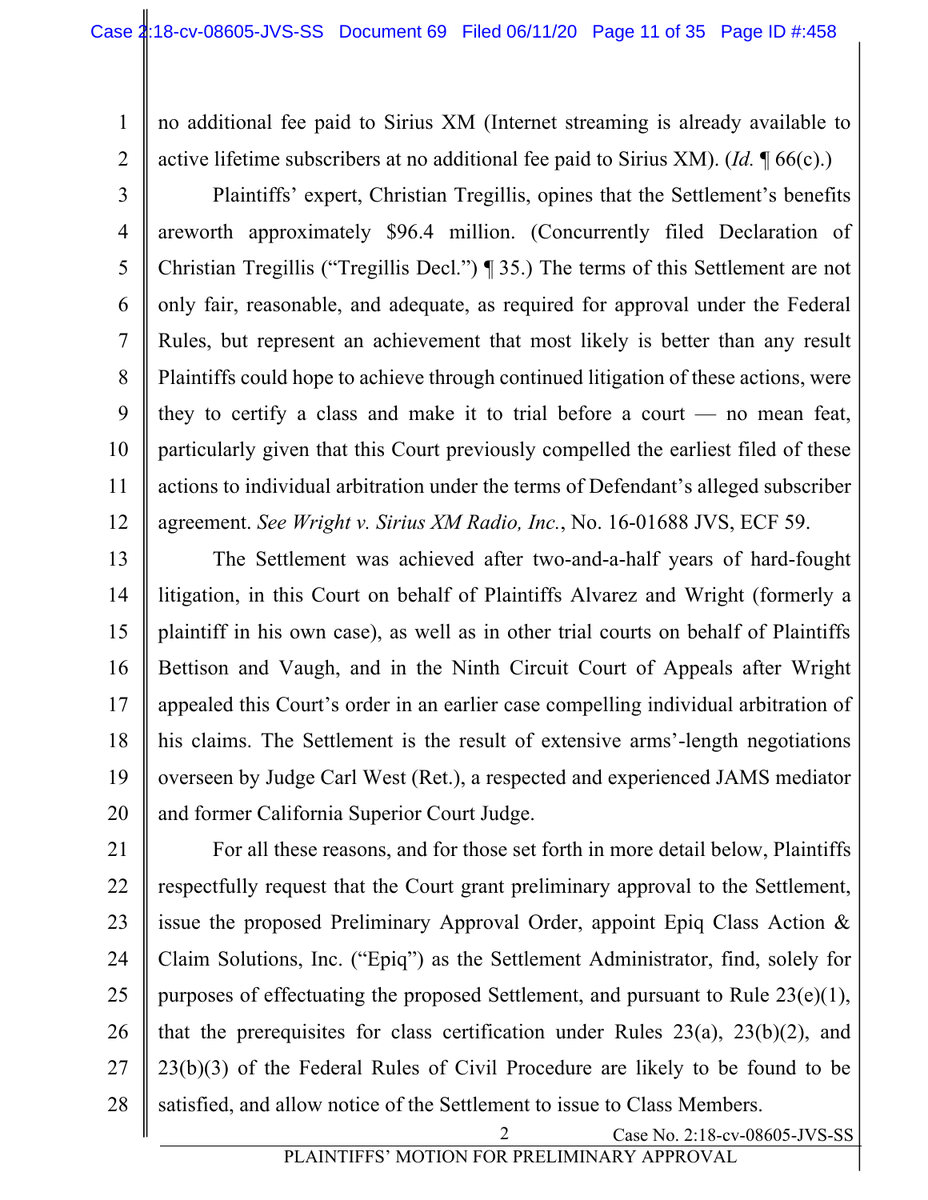no additional fee paid to Sirius XM (Internet streaming is already available to active lifetime subscribers at no additional fee paid to Sirius XM). (*Id.* ¶ 66(c).)

Plaintiffs' expert, Christian Tregillis, opines that the Settlement's benefits areworth approximately $96.4 million. (Concurrently filed Declaration of Christian Tregillis ("Tregillis Decl.") ¶ 35.) The terms of this Settlement are not only fair, reasonable, and adequate, as required for approval under the Federal Rules, but represent an achievement that most likely is better than any result Plaintiffs could hope to achieve through continued litigation of these actions, were they to certify a class and make it to trial before a court — no mean feat, particularly given that this Court previously compelled the earliest filed of these actions to individual arbitration under the terms of Defendant's alleged subscriber agreement. *See Wright v. Sirius XM Radio, Inc.*, No. 16-01688 JVS, ECF 59.

The Settlement was achieved after two-and-a-half years of hard-fought litigation, in this Court on behalf of Plaintiffs Alvarez and Wright (formerly a plaintiff in his own case), as well as in other trial courts on behalf of Plaintiffs Bettison and Vaugh, and in the Ninth Circuit Court of Appeals after Wright appealed this Court's order in an earlier case compelling individual arbitration of his claims. The Settlement is the result of extensive arms'-length negotiations overseen by Judge Carl West (Ret.), a respected and experienced JAMS mediator and former California Superior Court Judge.

For all these reasons, and for those set forth in more detail below, Plaintiffs respectfully request that the Court grant preliminary approval to the Settlement, issue the proposed Preliminary Approval Order, appoint Epiq Class Action & Claim Solutions, Inc. ("Epiq") as the Settlement Administrator, find, solely for purposes of effectuating the proposed Settlement, and pursuant to Rule 23(e)(1), that the prerequisites for class certification under Rules 23(a), 23(b)(2), and 23(b)(3) of the Federal Rules of Civil Procedure are likely to be found to be satisfied, and allow notice of the Settlement to issue to Class Members.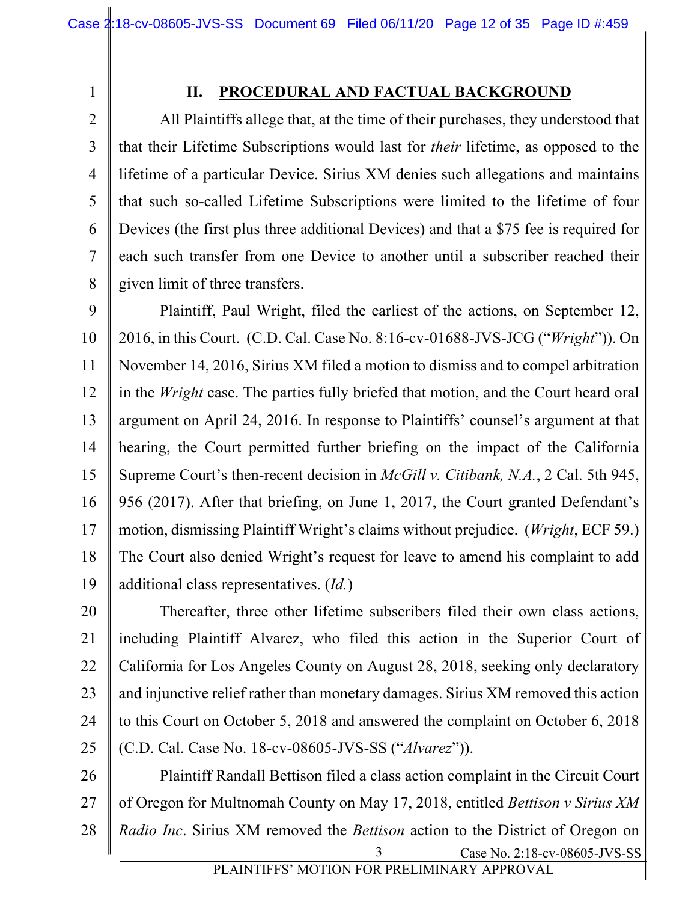## II. PROCEDURAL AND FACTUAL BACKGROUND

All Plaintiffs allege that, at the time of their purchases, they understood that that their Lifetime Subscriptions would last for *their* lifetime, as opposed to the lifetime of a particular Device. Sirius XM denies such allegations and maintains that such so-called Lifetime Subscriptions were limited to the lifetime of four Devices (the first plus three additional Devices) and that a $75 fee is required for each such transfer from one Device to another until a subscriber reached their given limit of three transfers.

Plaintiff, Paul Wright, filed the earliest of the actions, on September 12, 2016, in this Court. (C.D. Cal. Case No. 8:16-cv-01688-JVS-JCG ("*Wright*")). On November 14, 2016, Sirius XM filed a motion to dismiss and to compel arbitration in the *Wright* case. The parties fully briefed that motion, and the Court heard oral argument on April 24, 2016. In response to Plaintiffs' counsel's argument at that hearing, the Court permitted further briefing on the impact of the California Supreme Court's then-recent decision in *McGill v. Citibank, N.A.*, 2 Cal. 5th 945, 956 (2017). After that briefing, on June 1, 2017, the Court granted Defendant's motion, dismissing Plaintiff Wright's claims without prejudice. (*Wright*, ECF 59.) The Court also denied Wright's request for leave to amend his complaint to add additional class representatives. (*Id.*)

Thereafter, three other lifetime subscribers filed their own class actions, including Plaintiff Alvarez, who filed this action in the Superior Court of California for Los Angeles County on August 28, 2018, seeking only declaratory and injunctive relief rather than monetary damages. Sirius XM removed this action to this Court on October 5, 2018 and answered the complaint on October 6, 2018 (C.D. Cal. Case No. 18-cv-08605-JVS-SS ("*Alvarez*")).

Plaintiff Randall Bettison filed a class action complaint in the Circuit Court of Oregon for Multnomah County on May 17, 2018, entitled *Bettison v Sirius XM Radio Inc*. Sirius XM removed the *Bettison* action to the District of Oregon on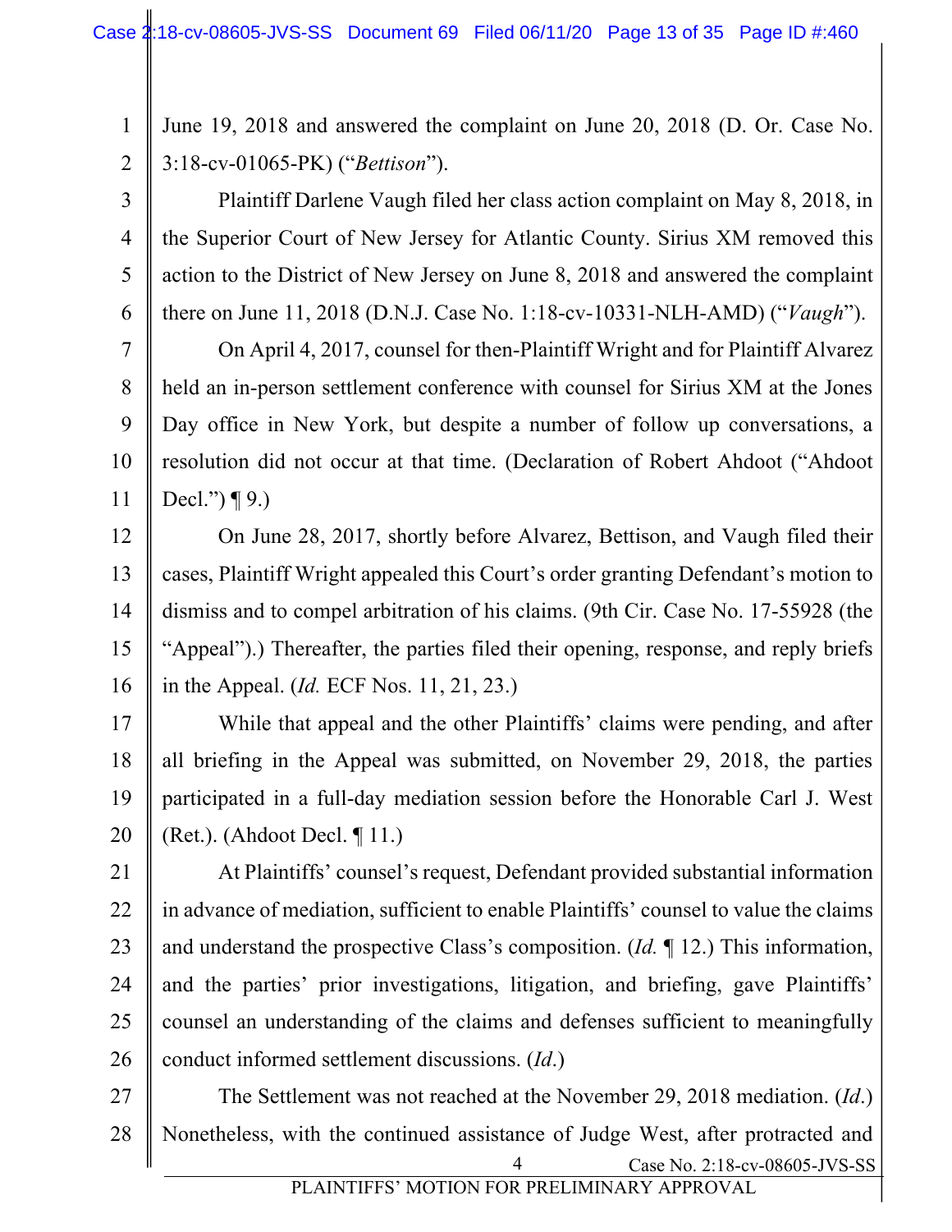June 19, 2018 and answered the complaint on June 20, 2018 (D. Or. Case No. 3:18-cv-01065-PK) ("*Bettison*").

Plaintiff Darlene Vaugh filed her class action complaint on May 8, 2018, in the Superior Court of New Jersey for Atlantic County. Sirius XM removed this action to the District of New Jersey on June 8, 2018 and answered the complaint there on June 11, 2018 (D.N.J. Case No. 1:18-cv-10331-NLH-AMD) ("*Vaugh*").

On April 4, 2017, counsel for then-Plaintiff Wright and for Plaintiff Alvarez held an in-person settlement conference with counsel for Sirius XM at the Jones Day office in New York, but despite a number of follow up conversations, a resolution did not occur at that time. (Declaration of Robert Ahdoot ("Ahdoot Decl.") ¶ 9.)

On June 28, 2017, shortly before Alvarez, Bettison, and Vaugh filed their cases, Plaintiff Wright appealed this Court's order granting Defendant's motion to dismiss and to compel arbitration of his claims. (9th Cir. Case No. 17-55928 (the "Appeal").) Thereafter, the parties filed their opening, response, and reply briefs in the Appeal. (*Id.* ECF Nos. 11, 21, 23.)

While that appeal and the other Plaintiffs' claims were pending, and after all briefing in the Appeal was submitted, on November 29, 2018, the parties participated in a full-day mediation session before the Honorable Carl J. West (Ret.). (Ahdoot Decl. ¶ 11.)

At Plaintiffs' counsel's request, Defendant provided substantial information in advance of mediation, sufficient to enable Plaintiffs' counsel to value the claims and understand the prospective Class's composition. (*Id.* ¶ 12.) This information, and the parties' prior investigations, litigation, and briefing, gave Plaintiffs' counsel an understanding of the claims and defenses sufficient to meaningfully conduct informed settlement discussions. (*Id.*)

The Settlement was not reached at the November 29, 2018 mediation. (*Id.*) Nonetheless, with the continued assistance of Judge West, after protracted and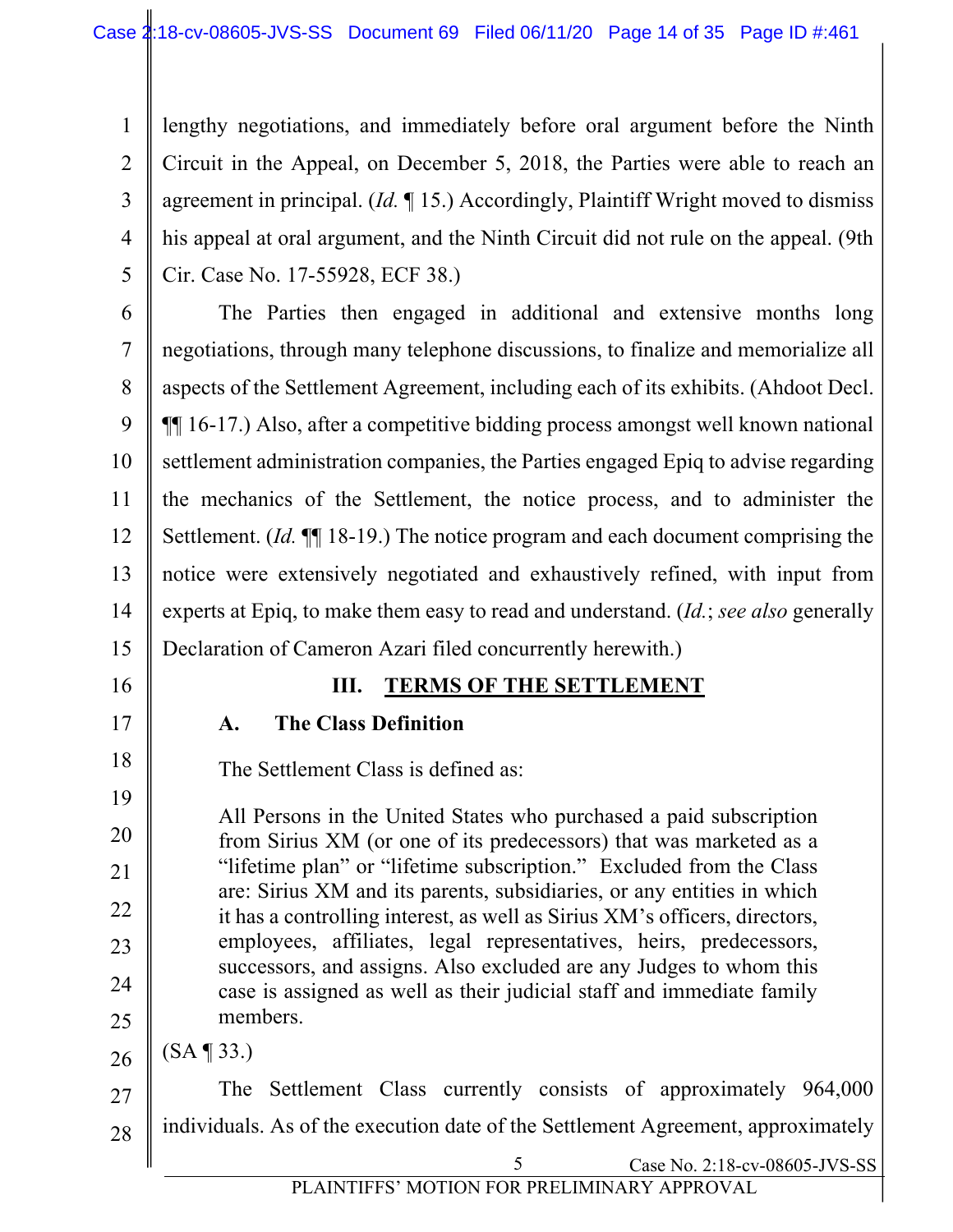lengthy negotiations, and immediately before oral argument before the Ninth Circuit in the Appeal, on December 5, 2018, the Parties were able to reach an agreement in principal. (*Id.* ¶ 15.) Accordingly, Plaintiff Wright moved to dismiss his appeal at oral argument, and the Ninth Circuit did not rule on the appeal. (9th Cir. Case No. 17-55928, ECF 38.)

The Parties then engaged in additional and extensive months long negotiations, through many telephone discussions, to finalize and memorialize all aspects of the Settlement Agreement, including each of its exhibits. (Ahdoot Decl. ¶¶ 16-17.) Also, after a competitive bidding process amongst well known national settlement administration companies, the Parties engaged Epiq to advise regarding the mechanics of the Settlement, the notice process, and to administer the Settlement. (*Id.* ¶¶ 18-19.) The notice program and each document comprising the notice were extensively negotiated and exhaustively refined, with input from experts at Epiq, to make them easy to read and understand. (*Id.*; *see also* generally Declaration of Cameron Azari filed concurrently herewith.)

## III. TERMS OF THE SETTLEMENT

### A. The Class Definition

The Settlement Class is defined as:

> All Persons in the United States who purchased a paid subscription from Sirius XM (or one of its predecessors) that was marketed as a "lifetime plan" or "lifetime subscription." Excluded from the Class are: Sirius XM and its parents, subsidiaries, or any entities in which it has a controlling interest, as well as Sirius XM's officers, directors, employees, affiliates, legal representatives, heirs, predecessors, successors, and assigns. Also excluded are any Judges to whom this case is assigned as well as their judicial staff and immediate family members.

(SA ¶ 33.)

The Settlement Class currently consists of approximately 964,000 individuals. As of the execution date of the Settlement Agreement, approximately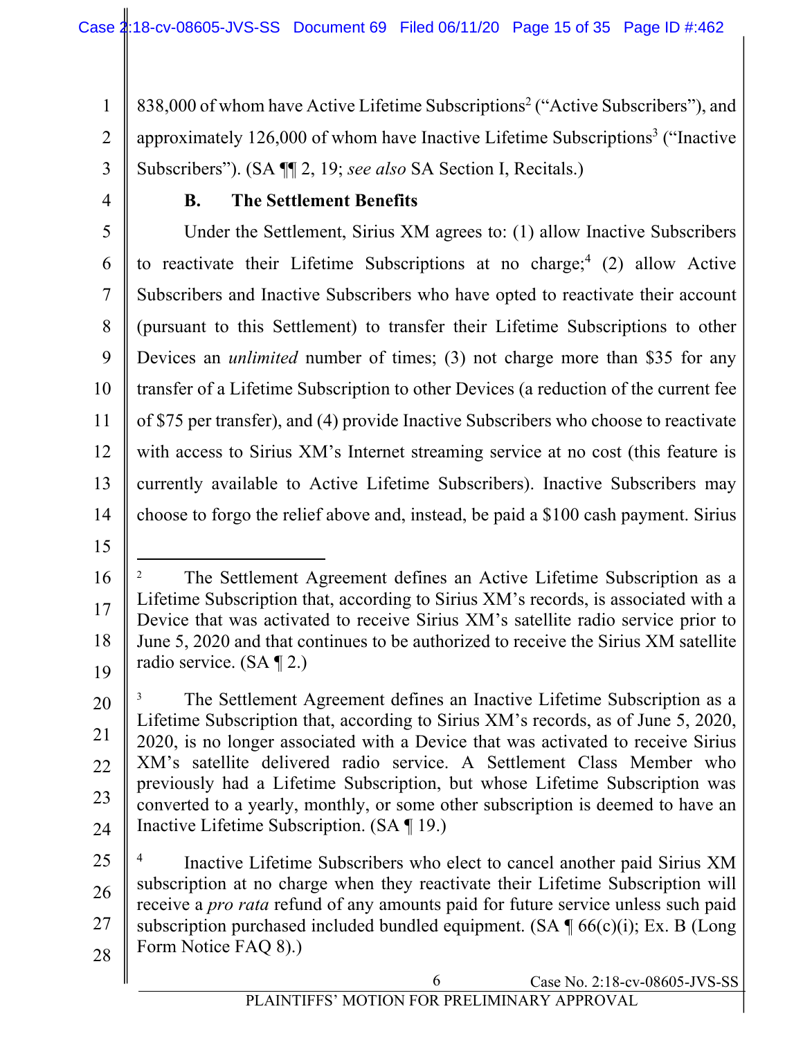838,000 of whom have Active Lifetime Subscriptions[2] ("Active Subscribers"), and approximately 126,000 of whom have Inactive Lifetime Subscriptions[3] ("Inactive Subscribers"). (SA ¶¶ 2, 19; *see also* SA Section I, Recitals.)

### B. The Settlement Benefits

Under the Settlement, Sirius XM agrees to: (1) allow Inactive Subscribers to reactivate their Lifetime Subscriptions at no charge;[4] (2) allow Active Subscribers and Inactive Subscribers who have opted to reactivate their account (pursuant to this Settlement) to transfer their Lifetime Subscriptions to other Devices an *unlimited* number of times; (3) not charge more than $35 for any transfer of a Lifetime Subscription to other Devices (a reduction of the current fee of $75 per transfer), and (4) provide Inactive Subscribers who choose to reactivate with access to Sirius XM's Internet streaming service at no cost (this feature is currently available to Active Lifetime Subscribers). Inactive Subscribers may choose to forgo the relief above and, instead, be paid a $100 cash payment. Sirius

---

[2] The Settlement Agreement defines an Active Lifetime Subscription as a Lifetime Subscription that, according to Sirius XM's records, is associated with a Device that was activated to receive Sirius XM's satellite radio service prior to June 5, 2020 and that continues to be authorized to receive the Sirius XM satellite radio service. (SA ¶ 2.)

[3] The Settlement Agreement defines an Inactive Lifetime Subscription as a Lifetime Subscription that, according to Sirius XM's records, as of June 5, 2020, 2020, is no longer associated with a Device that was activated to receive Sirius XM's satellite delivered radio service. A Settlement Class Member who previously had a Lifetime Subscription, but whose Lifetime Subscription was converted to a yearly, monthly, or some other subscription is deemed to have an Inactive Lifetime Subscription. (SA ¶ 19.)

[4] Inactive Lifetime Subscribers who elect to cancel another paid Sirius XM subscription at no charge when they reactivate their Lifetime Subscription will receive a *pro rata* refund of any amounts paid for future service unless such paid subscription purchased included bundled equipment. (SA ¶ 66(c)(i); Ex. B (Long Form Notice FAQ 8).)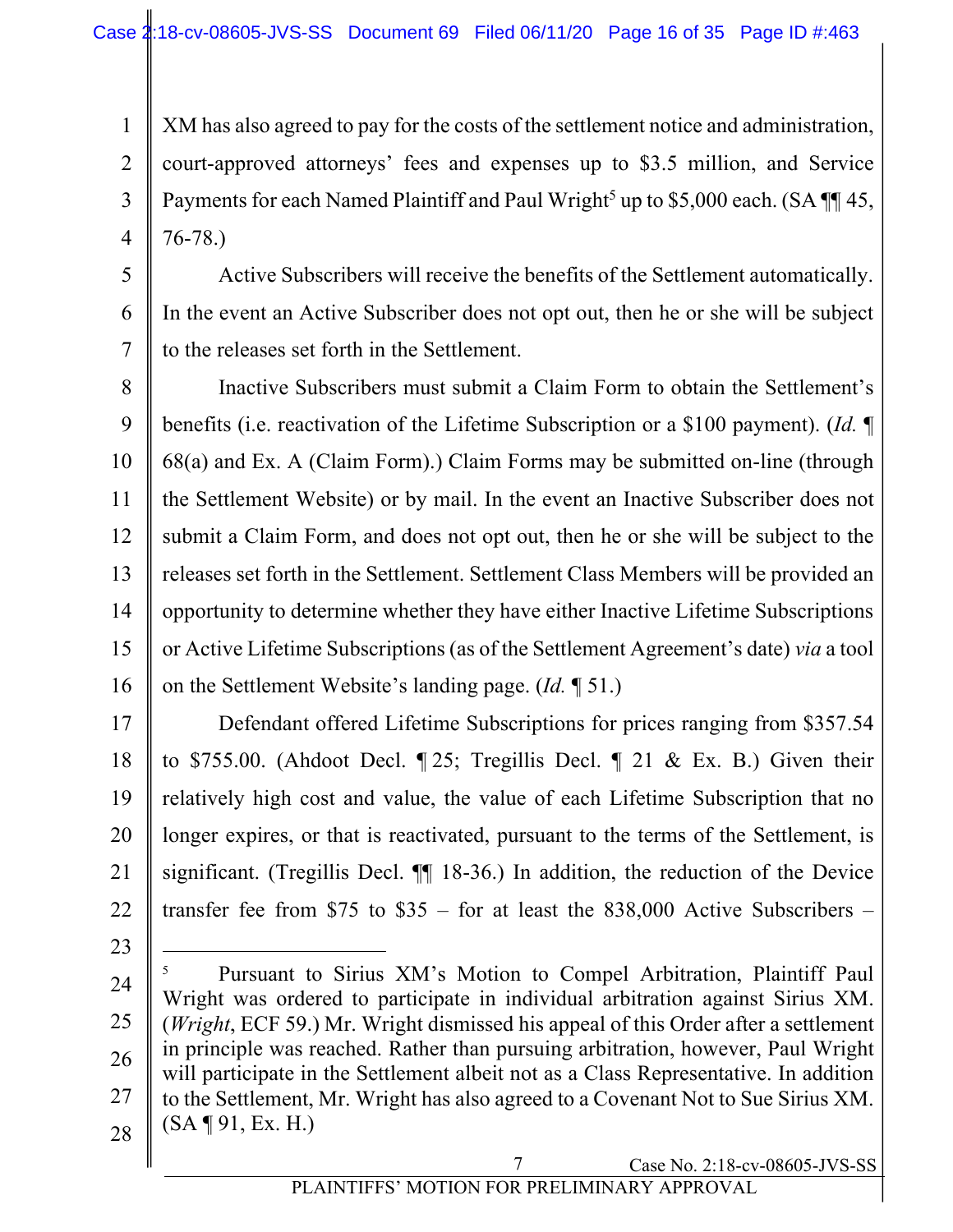XM has also agreed to pay for the costs of the settlement notice and administration, court-approved attorneys' fees and expenses up to $3.5 million, and Service Payments for each Named Plaintiff and Paul Wright[5] up to $5,000 each. (SA ¶¶ 45, 76-78.)

Active Subscribers will receive the benefits of the Settlement automatically. In the event an Active Subscriber does not opt out, then he or she will be subject to the releases set forth in the Settlement.

Inactive Subscribers must submit a Claim Form to obtain the Settlement's benefits (i.e. reactivation of the Lifetime Subscription or a $100 payment). (*Id.* ¶ 68(a) and Ex. A (Claim Form).) Claim Forms may be submitted on-line (through the Settlement Website) or by mail. In the event an Inactive Subscriber does not submit a Claim Form, and does not opt out, then he or she will be subject to the releases set forth in the Settlement. Settlement Class Members will be provided an opportunity to determine whether they have either Inactive Lifetime Subscriptions or Active Lifetime Subscriptions (as of the Settlement Agreement's date) *via* a tool on the Settlement Website's landing page. (*Id.* ¶ 51.)

Defendant offered Lifetime Subscriptions for prices ranging from $357.54 to $755.00. (Ahdoot Decl. ¶ 25; Tregillis Decl. ¶ 21 & Ex. B.) Given their relatively high cost and value, the value of each Lifetime Subscription that no longer expires, or that is reactivated, pursuant to the terms of the Settlement, is significant. (Tregillis Decl. ¶¶ 18-36.) In addition, the reduction of the Device transfer fee from $75 to $35 – for at least the 838,000 Active Subscribers –

---

[5] Pursuant to Sirius XM's Motion to Compel Arbitration, Plaintiff Paul Wright was ordered to participate in individual arbitration against Sirius XM. (*Wright*, ECF 59.) Mr. Wright dismissed his appeal of this Order after a settlement in principle was reached. Rather than pursuing arbitration, however, Paul Wright will participate in the Settlement albeit not as a Class Representative. In addition to the Settlement, Mr. Wright has also agreed to a Covenant Not to Sue Sirius XM. (SA ¶ 91, Ex. H.)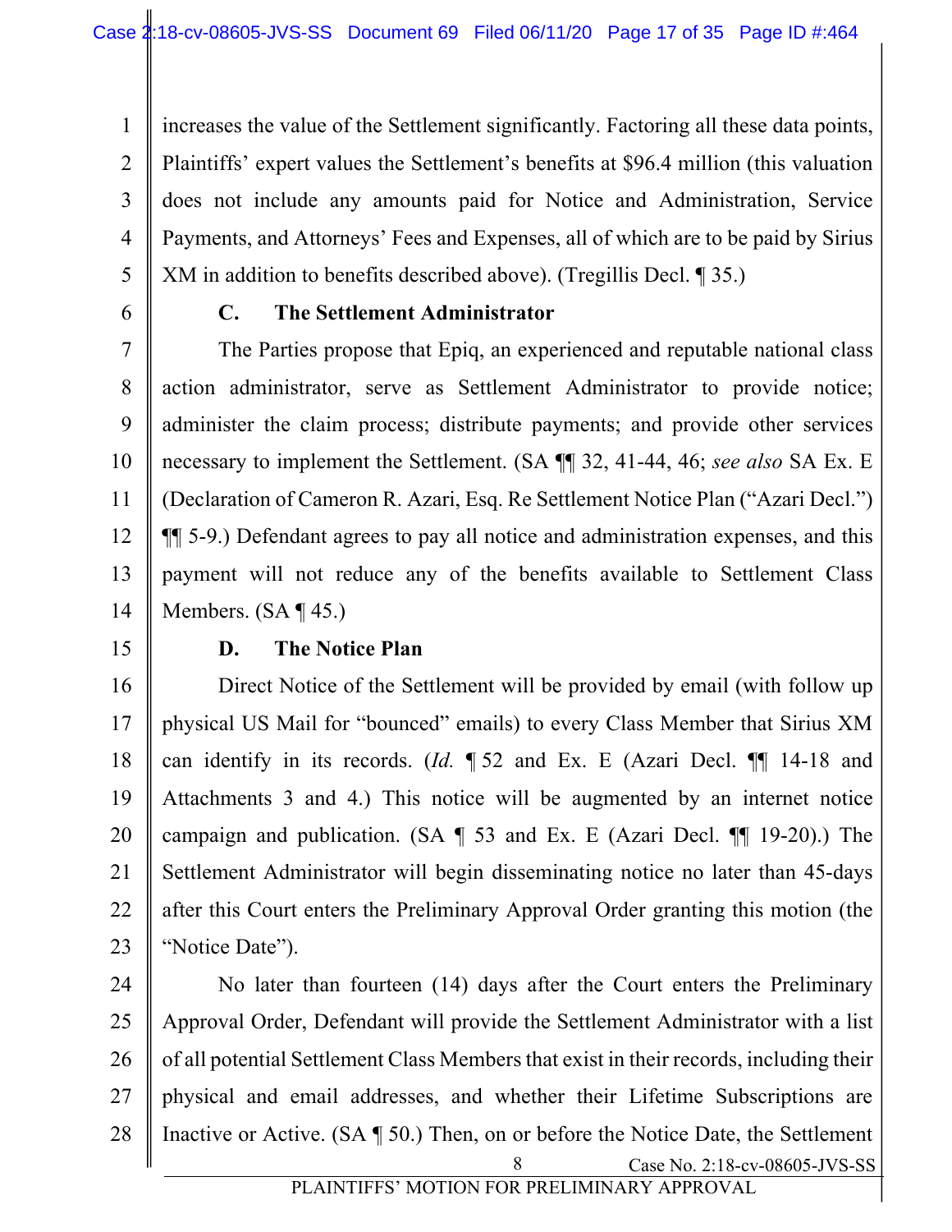increases the value of the Settlement significantly. Factoring all these data points, Plaintiffs' expert values the Settlement's benefits at $96.4 million (this valuation does not include any amounts paid for Notice and Administration, Service Payments, and Attorneys' Fees and Expenses, all of which are to be paid by Sirius XM in addition to benefits described above). (Tregillis Decl. ¶ 35.)

### C. The Settlement Administrator

The Parties propose that Epiq, an experienced and reputable national class action administrator, serve as Settlement Administrator to provide notice; administer the claim process; distribute payments; and provide other services necessary to implement the Settlement. (SA ¶¶ 32, 41-44, 46; *see also* SA Ex. E (Declaration of Cameron R. Azari, Esq. Re Settlement Notice Plan ("Azari Decl.") ¶¶ 5-9.) Defendant agrees to pay all notice and administration expenses, and this payment will not reduce any of the benefits available to Settlement Class Members. (SA ¶ 45.)

### D. The Notice Plan

Direct Notice of the Settlement will be provided by email (with follow up physical US Mail for "bounced" emails) to every Class Member that Sirius XM can identify in its records. (*Id.* ¶ 52 and Ex. E (Azari Decl. ¶¶ 14-18 and Attachments 3 and 4.) This notice will be augmented by an internet notice campaign and publication. (SA ¶ 53 and Ex. E (Azari Decl. ¶¶ 19-20).) The Settlement Administrator will begin disseminating notice no later than 45-days after this Court enters the Preliminary Approval Order granting this motion (the "Notice Date").

No later than fourteen (14) days after the Court enters the Preliminary Approval Order, Defendant will provide the Settlement Administrator with a list of all potential Settlement Class Members that exist in their records, including their physical and email addresses, and whether their Lifetime Subscriptions are Inactive or Active. (SA ¶ 50.) Then, on or before the Notice Date, the Settlement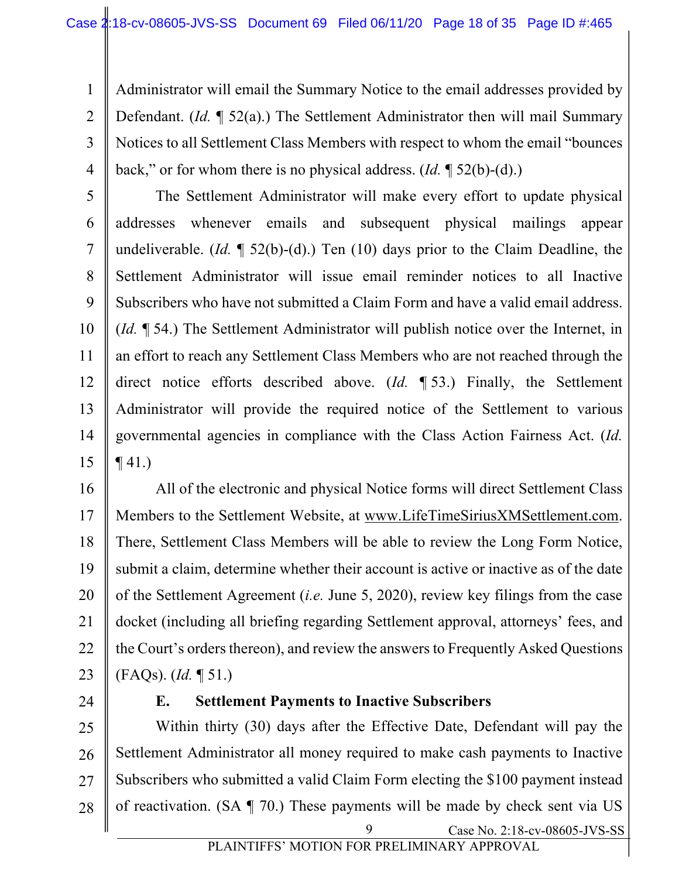Administrator will email the Summary Notice to the email addresses provided by Defendant. (*Id.* ¶ 52(a).) The Settlement Administrator then will mail Summary Notices to all Settlement Class Members with respect to whom the email "bounces back," or for whom there is no physical address. (*Id.* ¶ 52(b)-(d).)

The Settlement Administrator will make every effort to update physical addresses whenever emails and subsequent physical mailings appear undeliverable. (*Id.* ¶ 52(b)-(d).) Ten (10) days prior to the Claim Deadline, the Settlement Administrator will issue email reminder notices to all Inactive Subscribers who have not submitted a Claim Form and have a valid email address. (*Id.* ¶ 54.) The Settlement Administrator will publish notice over the Internet, in an effort to reach any Settlement Class Members who are not reached through the direct notice efforts described above. (*Id.* ¶ 53.) Finally, the Settlement Administrator will provide the required notice of the Settlement to various governmental agencies in compliance with the Class Action Fairness Act. (*Id.* ¶ 41.)

All of the electronic and physical Notice forms will direct Settlement Class Members to the Settlement Website, at www.LifeTimeSiriusXMSettlement.com. There, Settlement Class Members will be able to review the Long Form Notice, submit a claim, determine whether their account is active or inactive as of the date of the Settlement Agreement (*i.e.* June 5, 2020), review key filings from the case docket (including all briefing regarding Settlement approval, attorneys' fees, and the Court's orders thereon), and review the answers to Frequently Asked Questions (FAQs). (*Id.* ¶ 51.)

### E. Settlement Payments to Inactive Subscribers

Within thirty (30) days after the Effective Date, Defendant will pay the Settlement Administrator all money required to make cash payments to Inactive Subscribers who submitted a valid Claim Form electing the $100 payment instead of reactivation. (SA ¶ 70.) These payments will be made by check sent via US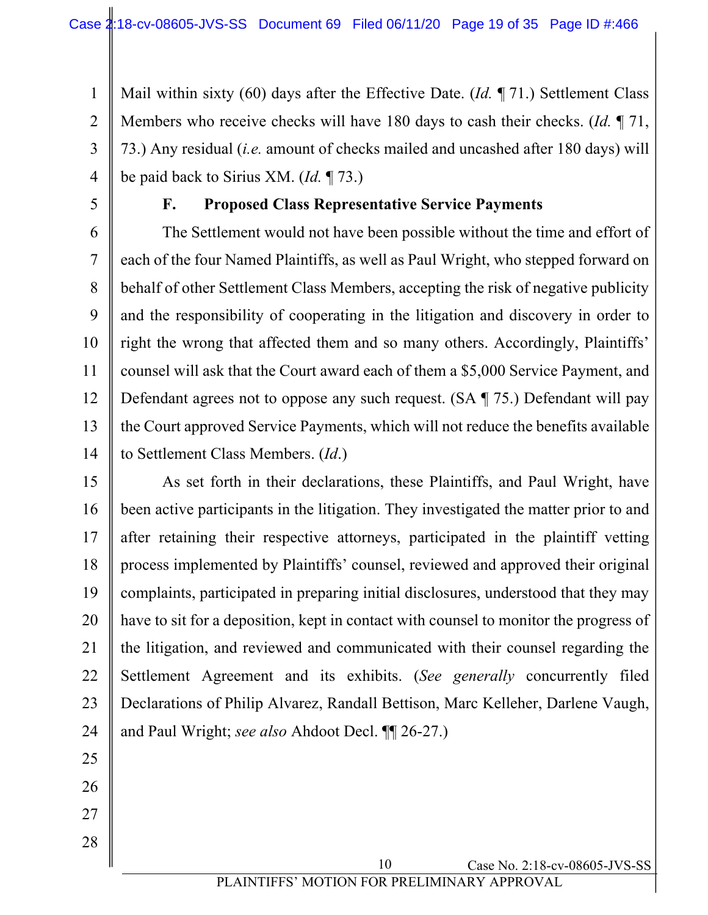Mail within sixty (60) days after the Effective Date. (*Id.* ¶ 71.) Settlement Class Members who receive checks will have 180 days to cash their checks. (*Id.* ¶ 71, 73.) Any residual (*i.e.* amount of checks mailed and uncashed after 180 days) will be paid back to Sirius XM. (*Id.* ¶ 73.)

### F. Proposed Class Representative Service Payments

The Settlement would not have been possible without the time and effort of each of the four Named Plaintiffs, as well as Paul Wright, who stepped forward on behalf of other Settlement Class Members, accepting the risk of negative publicity and the responsibility of cooperating in the litigation and discovery in order to right the wrong that affected them and so many others. Accordingly, Plaintiffs' counsel will ask that the Court award each of them a $5,000 Service Payment, and Defendant agrees not to oppose any such request. (SA ¶ 75.) Defendant will pay the Court approved Service Payments, which will not reduce the benefits available to Settlement Class Members. (*Id*.)

As set forth in their declarations, these Plaintiffs, and Paul Wright, have been active participants in the litigation. They investigated the matter prior to and after retaining their respective attorneys, participated in the plaintiff vetting process implemented by Plaintiffs' counsel, reviewed and approved their original complaints, participated in preparing initial disclosures, understood that they may have to sit for a deposition, kept in contact with counsel to monitor the progress of the litigation, and reviewed and communicated with their counsel regarding the Settlement Agreement and its exhibits. (*See generally* concurrently filed Declarations of Philip Alvarez, Randall Bettison, Marc Kelleher, Darlene Vaugh, and Paul Wright; *see also* Ahdoot Decl. ¶¶ 26-27.)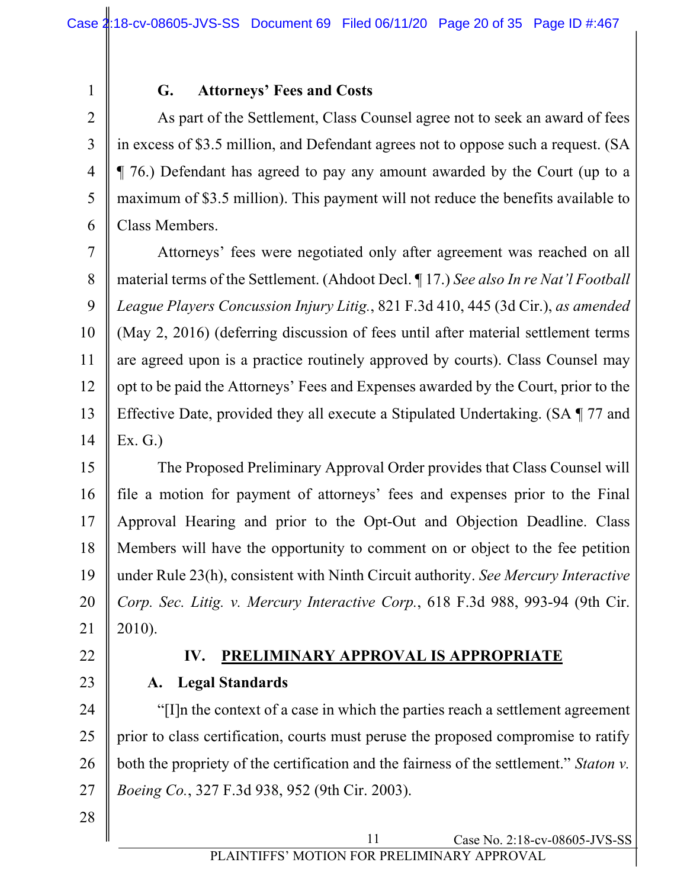### G. Attorneys' Fees and Costs

As part of the Settlement, Class Counsel agree not to seek an award of fees in excess of $3.5 million, and Defendant agrees not to oppose such a request. (SA ¶ 76.) Defendant has agreed to pay any amount awarded by the Court (up to a maximum of $3.5 million). This payment will not reduce the benefits available to Class Members.

Attorneys' fees were negotiated only after agreement was reached on all material terms of the Settlement. (Ahdoot Decl. ¶ 17.) *See also In re Nat'l Football League Players Concussion Injury Litig.*, 821 F.3d 410, 445 (3d Cir.), *as amended* (May 2, 2016) (deferring discussion of fees until after material settlement terms are agreed upon is a practice routinely approved by courts). Class Counsel may opt to be paid the Attorneys' Fees and Expenses awarded by the Court, prior to the Effective Date, provided they all execute a Stipulated Undertaking. (SA ¶ 77 and Ex. G.)

The Proposed Preliminary Approval Order provides that Class Counsel will file a motion for payment of attorneys' fees and expenses prior to the Final Approval Hearing and prior to the Opt-Out and Objection Deadline. Class Members will have the opportunity to comment on or object to the fee petition under Rule 23(h), consistent with Ninth Circuit authority. *See Mercury Interactive Corp. Sec. Litig. v. Mercury Interactive Corp.*, 618 F.3d 988, 993-94 (9th Cir. 2010).

## IV. PRELIMINARY APPROVAL IS APPROPRIATE

### A. Legal Standards

"[I]n the context of a case in which the parties reach a settlement agreement prior to class certification, courts must peruse the proposed compromise to ratify both the propriety of the certification and the fairness of the settlement." *Staton v. Boeing Co.*, 327 F.3d 938, 952 (9th Cir. 2003).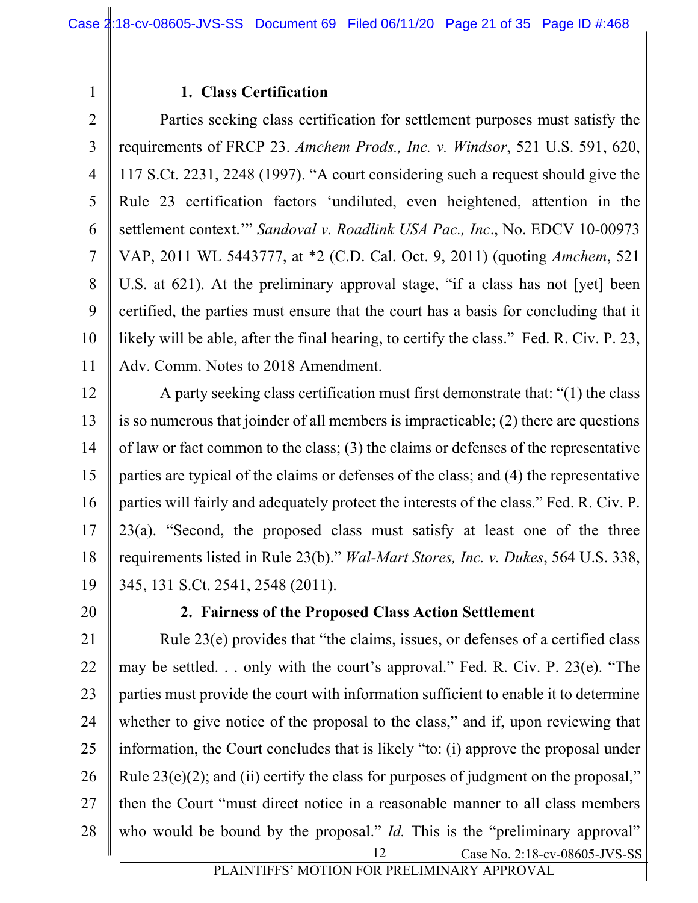### 1. Class Certification

Parties seeking class certification for settlement purposes must satisfy the requirements of FRCP 23. *Amchem Prods., Inc. v. Windsor*, 521 U.S. 591, 620, 117 S.Ct. 2231, 2248 (1997). "A court considering such a request should give the Rule 23 certification factors 'undiluted, even heightened, attention in the settlement context.'" *Sandoval v. Roadlink USA Pac., Inc*., No. EDCV 10-00973 VAP, 2011 WL 5443777, at *2 (C.D. Cal. Oct. 9, 2011) (quoting *Amchem*, 521 U.S. at 621). At the preliminary approval stage, "if a class has not [yet] been certified, the parties must ensure that the court has a basis for concluding that it likely will be able, after the final hearing, to certify the class." Fed. R. Civ. P. 23, Adv. Comm. Notes to 2018 Amendment.

A party seeking class certification must first demonstrate that: "(1) the class is so numerous that joinder of all members is impracticable; (2) there are questions of law or fact common to the class; (3) the claims or defenses of the representative parties are typical of the claims or defenses of the class; and (4) the representative parties will fairly and adequately protect the interests of the class." Fed. R. Civ. P. 23(a). "Second, the proposed class must satisfy at least one of the three requirements listed in Rule 23(b)." *Wal-Mart Stores, Inc. v. Dukes*, 564 U.S. 338, 345, 131 S.Ct. 2541, 2548 (2011).

### 2. Fairness of the Proposed Class Action Settlement

Rule 23(e) provides that "the claims, issues, or defenses of a certified class may be settled. . . only with the court's approval." Fed. R. Civ. P. 23(e). "The parties must provide the court with information sufficient to enable it to determine whether to give notice of the proposal to the class," and if, upon reviewing that information, the Court concludes that is likely "to: (i) approve the proposal under Rule 23(e)(2); and (ii) certify the class for purposes of judgment on the proposal," then the Court "must direct notice in a reasonable manner to all class members who would be bound by the proposal." *Id.* This is the "preliminary approval"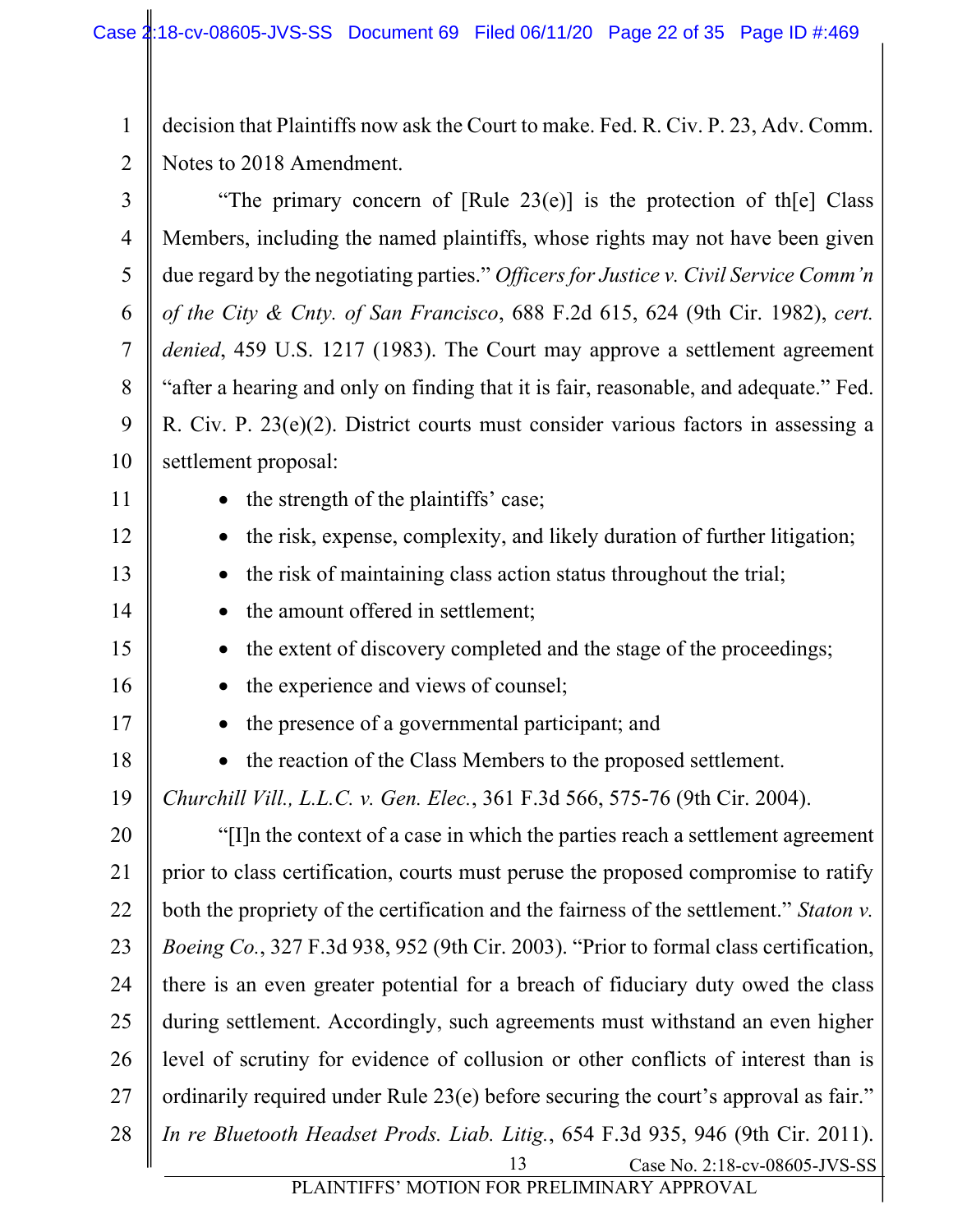decision that Plaintiffs now ask the Court to make. Fed. R. Civ. P. 23, Adv. Comm. Notes to 2018 Amendment.

"The primary concern of [Rule 23(e)] is the protection of th[e] Class Members, including the named plaintiffs, whose rights may not have been given due regard by the negotiating parties." *Officers for Justice v. Civil Service Comm'n of the City & Cnty. of San Francisco*, 688 F.2d 615, 624 (9th Cir. 1982), *cert. denied*, 459 U.S. 1217 (1983). The Court may approve a settlement agreement "after a hearing and only on finding that it is fair, reasonable, and adequate." Fed. R. Civ. P. 23(e)(2). District courts must consider various factors in assessing a settlement proposal:

- the strength of the plaintiffs' case;
- the risk, expense, complexity, and likely duration of further litigation;
- the risk of maintaining class action status throughout the trial;
- the amount offered in settlement;
- the extent of discovery completed and the stage of the proceedings;
- the experience and views of counsel;
- the presence of a governmental participant; and
- the reaction of the Class Members to the proposed settlement.

*Churchill Vill., L.L.C. v. Gen. Elec.*, 361 F.3d 566, 575-76 (9th Cir. 2004).

"[I]n the context of a case in which the parties reach a settlement agreement prior to class certification, courts must peruse the proposed compromise to ratify both the propriety of the certification and the fairness of the settlement." *Staton v. Boeing Co.*, 327 F.3d 938, 952 (9th Cir. 2003). "Prior to formal class certification, there is an even greater potential for a breach of fiduciary duty owed the class during settlement. Accordingly, such agreements must withstand an even higher level of scrutiny for evidence of collusion or other conflicts of interest than is ordinarily required under Rule 23(e) before securing the court's approval as fair." *In re Bluetooth Headset Prods. Liab. Litig.*, 654 F.3d 935, 946 (9th Cir. 2011).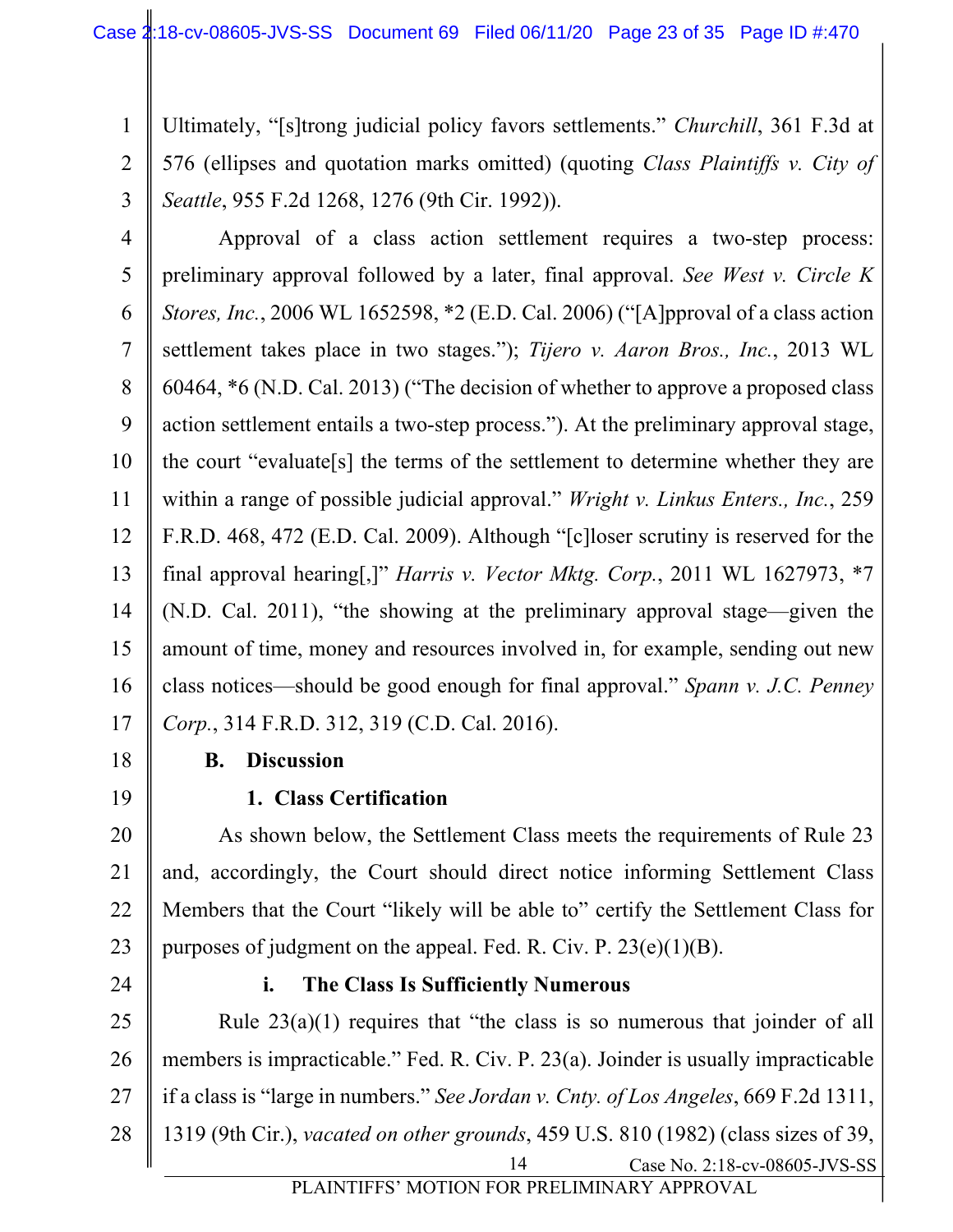Ultimately, "[s]trong judicial policy favors settlements." *Churchill*, 361 F.3d at 576 (ellipses and quotation marks omitted) (quoting *Class Plaintiffs v. City of Seattle*, 955 F.2d 1268, 1276 (9th Cir. 1992)).

Approval of a class action settlement requires a two-step process: preliminary approval followed by a later, final approval. *See West v. Circle K Stores, Inc.*, 2006 WL 1652598, *2 (E.D. Cal. 2006) ("[A]pproval of a class action settlement takes place in two stages."); *Tijero v. Aaron Bros., Inc.*, 2013 WL 60464, *6 (N.D. Cal. 2013) ("The decision of whether to approve a proposed class action settlement entails a two-step process."). At the preliminary approval stage, the court "evaluate[s] the terms of the settlement to determine whether they are within a range of possible judicial approval." *Wright v. Linkus Enters., Inc.*, 259 F.R.D. 468, 472 (E.D. Cal. 2009). Although "[c]loser scrutiny is reserved for the final approval hearing[,]" *Harris v. Vector Mktg. Corp.*, 2011 WL 1627973, *7 (N.D. Cal. 2011), "the showing at the preliminary approval stage—given the amount of time, money and resources involved in, for example, sending out new class notices—should be good enough for final approval." *Spann v. J.C. Penney Corp.*, 314 F.R.D. 312, 319 (C.D. Cal. 2016).

## B. Discussion

### 1. Class Certification

As shown below, the Settlement Class meets the requirements of Rule 23 and, accordingly, the Court should direct notice informing Settlement Class Members that the Court "likely will be able to" certify the Settlement Class for purposes of judgment on the appeal. Fed. R. Civ. P. 23(e)(1)(B).

#### i. The Class Is Sufficiently Numerous

Rule 23(a)(1) requires that "the class is so numerous that joinder of all members is impracticable." Fed. R. Civ. P. 23(a). Joinder is usually impracticable if a class is "large in numbers." *See Jordan v. Cnty. of Los Angeles*, 669 F.2d 1311, 1319 (9th Cir.), *vacated on other grounds*, 459 U.S. 810 (1982) (class sizes of 39,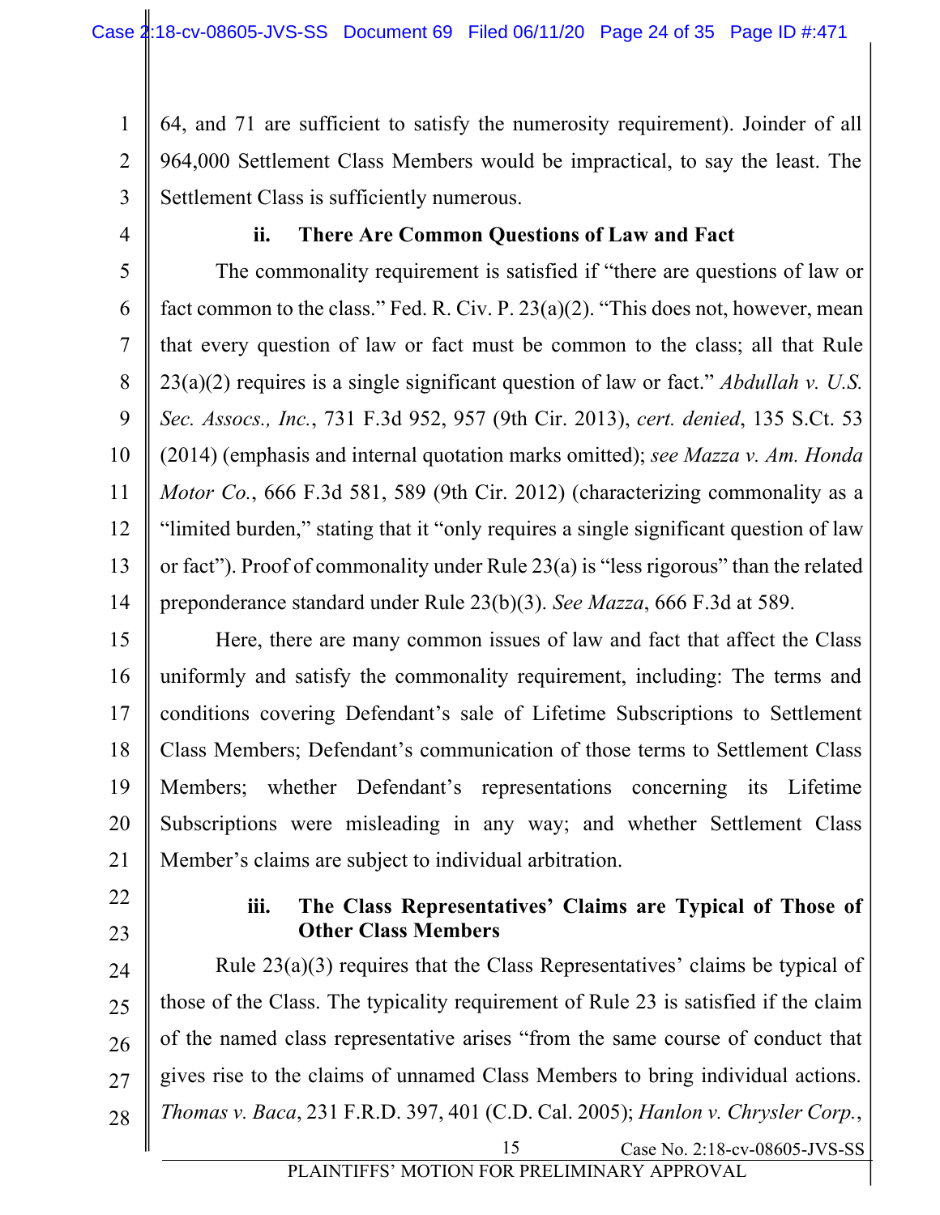64, and 71 are sufficient to satisfy the numerosity requirement). Joinder of all 964,000 Settlement Class Members would be impractical, to say the least. The Settlement Class is sufficiently numerous.

**ii. There Are Common Questions of Law and Fact**

The commonality requirement is satisfied if "there are questions of law or fact common to the class." Fed. R. Civ. P. 23(a)(2). "This does not, however, mean that every question of law or fact must be common to the class; all that Rule 23(a)(2) requires is a single significant question of law or fact." *Abdullah v. U.S. Sec. Assocs., Inc.*, 731 F.3d 952, 957 (9th Cir. 2013), *cert. denied*, 135 S.Ct. 53 (2014) (emphasis and internal quotation marks omitted); *see Mazza v. Am. Honda Motor Co.*, 666 F.3d 581, 589 (9th Cir. 2012) (characterizing commonality as a "limited burden," stating that it "only requires a single significant question of law or fact"). Proof of commonality under Rule 23(a) is "less rigorous" than the related preponderance standard under Rule 23(b)(3). *See Mazza*, 666 F.3d at 589.

Here, there are many common issues of law and fact that affect the Class uniformly and satisfy the commonality requirement, including: The terms and conditions covering Defendant's sale of Lifetime Subscriptions to Settlement Class Members; Defendant's communication of those terms to Settlement Class Members; whether Defendant's representations concerning its Lifetime Subscriptions were misleading in any way; and whether Settlement Class Member's claims are subject to individual arbitration.

**iii. The Class Representatives' Claims are Typical of Those of Other Class Members**

Rule 23(a)(3) requires that the Class Representatives' claims be typical of those of the Class. The typicality requirement of Rule 23 is satisfied if the claim of the named class representative arises "from the same course of conduct that gives rise to the claims of unnamed Class Members to bring individual actions. *Thomas v. Baca*, 231 F.R.D. 397, 401 (C.D. Cal. 2005); *Hanlon v. Chrysler Corp.*,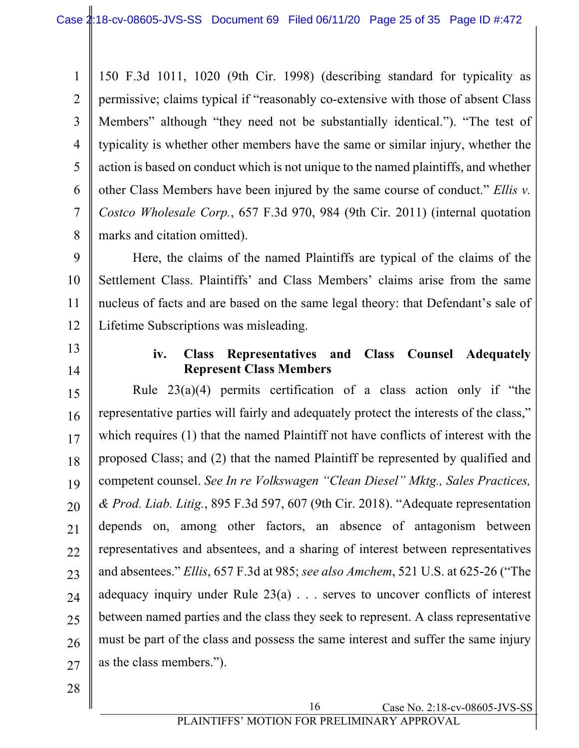150 F.3d 1011, 1020 (9th Cir. 1998) (describing standard for typicality as permissive; claims typical if "reasonably co-extensive with those of absent Class Members" although "they need not be substantially identical."). "The test of typicality is whether other members have the same or similar injury, whether the action is based on conduct which is not unique to the named plaintiffs, and whether other Class Members have been injured by the same course of conduct." *Ellis v. Costco Wholesale Corp.*, 657 F.3d 970, 984 (9th Cir. 2011) (internal quotation marks and citation omitted).

Here, the claims of the named Plaintiffs are typical of the claims of the Settlement Class. Plaintiffs' and Class Members' claims arise from the same nucleus of facts and are based on the same legal theory: that Defendant's sale of Lifetime Subscriptions was misleading.

#### iv. Class Representatives and Class Counsel Adequately Represent Class Members

Rule 23(a)(4) permits certification of a class action only if "the representative parties will fairly and adequately protect the interests of the class," which requires (1) that the named Plaintiff not have conflicts of interest with the proposed Class; and (2) that the named Plaintiff be represented by qualified and competent counsel. *See In re Volkswagen "Clean Diesel" Mktg., Sales Practices, & Prod. Liab. Litig.*, 895 F.3d 597, 607 (9th Cir. 2018). "Adequate representation depends on, among other factors, an absence of antagonism between representatives and absentees, and a sharing of interest between representatives and absentees." *Ellis*, 657 F.3d at 985; *see also Amchem*, 521 U.S. at 625-26 ("The adequacy inquiry under Rule 23(a) . . . serves to uncover conflicts of interest between named parties and the class they seek to represent. A class representative must be part of the class and possess the same interest and suffer the same injury as the class members.").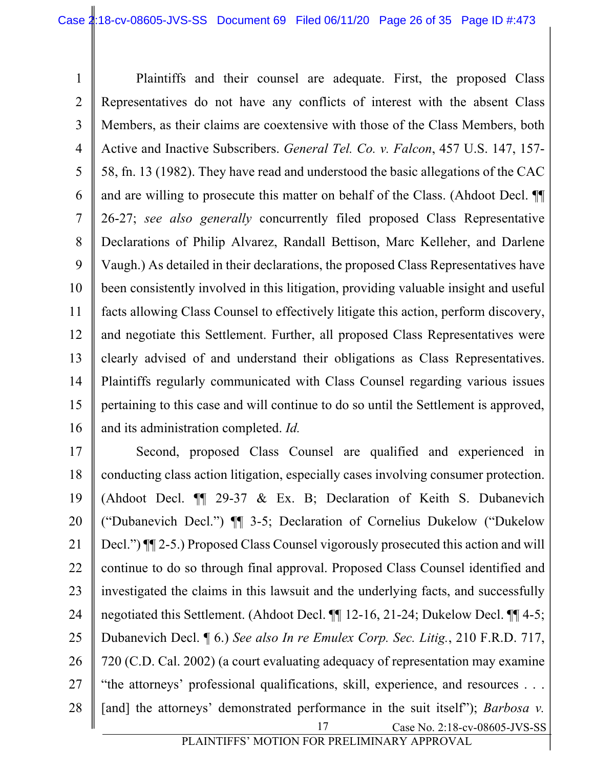Plaintiffs and their counsel are adequate. First, the proposed Class Representatives do not have any conflicts of interest with the absent Class Members, as their claims are coextensive with those of the Class Members, both Active and Inactive Subscribers. *General Tel. Co. v. Falcon*, 457 U.S. 147, 157-58, fn. 13 (1982). They have read and understood the basic allegations of the CAC and are willing to prosecute this matter on behalf of the Class. (Ahdoot Decl. ¶¶ 26-27; *see also generally* concurrently filed proposed Class Representative Declarations of Philip Alvarez, Randall Bettison, Marc Kelleher, and Darlene Vaugh.) As detailed in their declarations, the proposed Class Representatives have been consistently involved in this litigation, providing valuable insight and useful facts allowing Class Counsel to effectively litigate this action, perform discovery, and negotiate this Settlement. Further, all proposed Class Representatives were clearly advised of and understand their obligations as Class Representatives. Plaintiffs regularly communicated with Class Counsel regarding various issues pertaining to this case and will continue to do so until the Settlement is approved, and its administration completed. *Id.*

Second, proposed Class Counsel are qualified and experienced in conducting class action litigation, especially cases involving consumer protection. (Ahdoot Decl. ¶¶ 29-37 & Ex. B; Declaration of Keith S. Dubanevich ("Dubanevich Decl.") ¶¶ 3-5; Declaration of Cornelius Dukelow ("Dukelow Decl.") ¶¶ 2-5.) Proposed Class Counsel vigorously prosecuted this action and will continue to do so through final approval. Proposed Class Counsel identified and investigated the claims in this lawsuit and the underlying facts, and successfully negotiated this Settlement. (Ahdoot Decl. ¶¶ 12-16, 21-24; Dukelow Decl. ¶¶ 4-5; Dubanevich Decl. ¶ 6.) *See also In re Emulex Corp. Sec. Litig.*, 210 F.R.D. 717, 720 (C.D. Cal. 2002) (a court evaluating adequacy of representation may examine "the attorneys' professional qualifications, skill, experience, and resources . . . [and] the attorneys' demonstrated performance in the suit itself"); *Barbosa v.*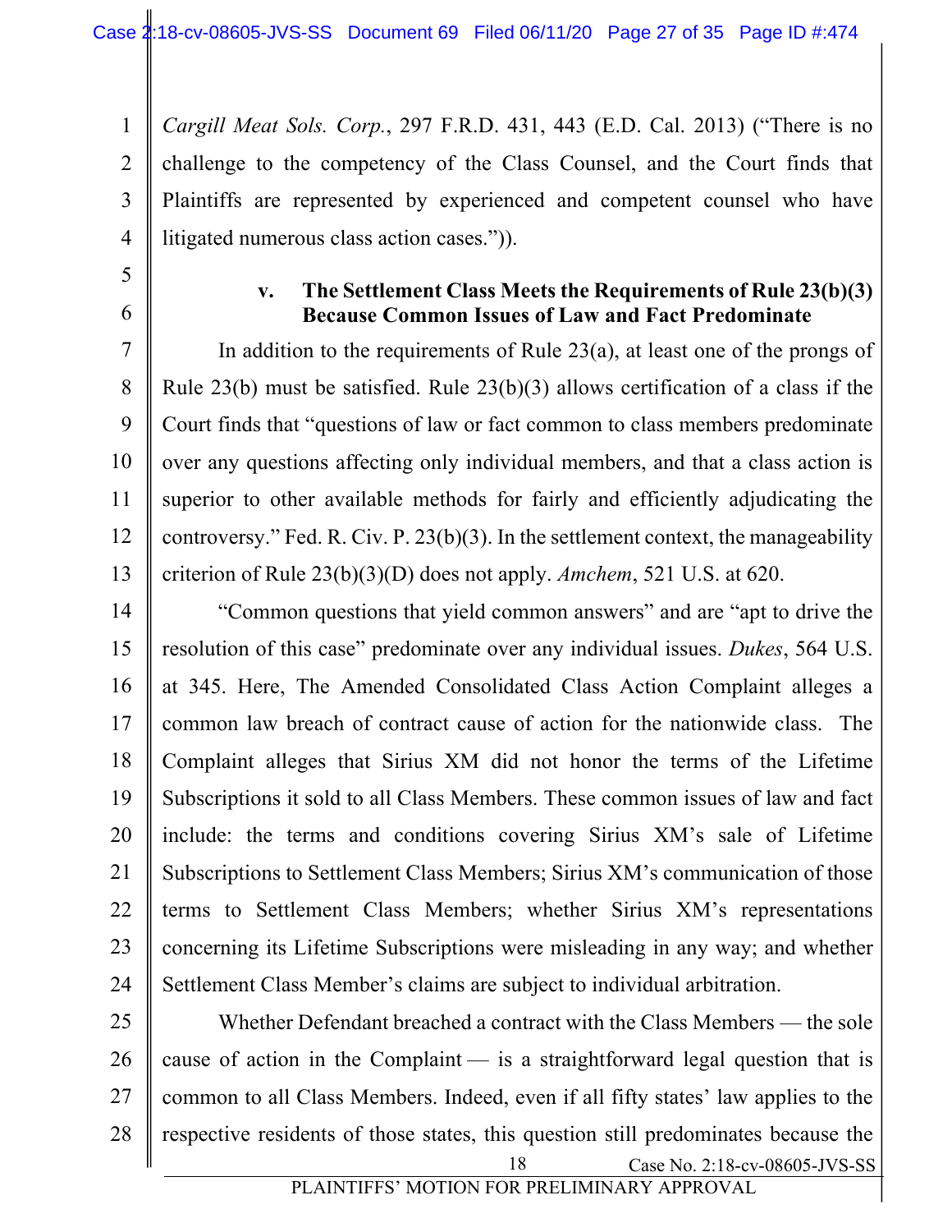*Cargill Meat Sols. Corp.*, 297 F.R.D. 431, 443 (E.D. Cal. 2013) ("There is no challenge to the competency of the Class Counsel, and the Court finds that Plaintiffs are represented by experienced and competent counsel who have litigated numerous class action cases.")).

#### v. The Settlement Class Meets the Requirements of Rule 23(b)(3) Because Common Issues of Law and Fact Predominate

In addition to the requirements of Rule 23(a), at least one of the prongs of Rule 23(b) must be satisfied. Rule 23(b)(3) allows certification of a class if the Court finds that "questions of law or fact common to class members predominate over any questions affecting only individual members, and that a class action is superior to other available methods for fairly and efficiently adjudicating the controversy." Fed. R. Civ. P. 23(b)(3). In the settlement context, the manageability criterion of Rule 23(b)(3)(D) does not apply. *Amchem*, 521 U.S. at 620.

"Common questions that yield common answers" and are "apt to drive the resolution of this case" predominate over any individual issues. *Dukes*, 564 U.S. at 345. Here, The Amended Consolidated Class Action Complaint alleges a common law breach of contract cause of action for the nationwide class. The Complaint alleges that Sirius XM did not honor the terms of the Lifetime Subscriptions it sold to all Class Members. These common issues of law and fact include: the terms and conditions covering Sirius XM's sale of Lifetime Subscriptions to Settlement Class Members; Sirius XM's communication of those terms to Settlement Class Members; whether Sirius XM's representations concerning its Lifetime Subscriptions were misleading in any way; and whether Settlement Class Member's claims are subject to individual arbitration.

Whether Defendant breached a contract with the Class Members — the sole cause of action in the Complaint — is a straightforward legal question that is common to all Class Members. Indeed, even if all fifty states' law applies to the respective residents of those states, this question still predominates because the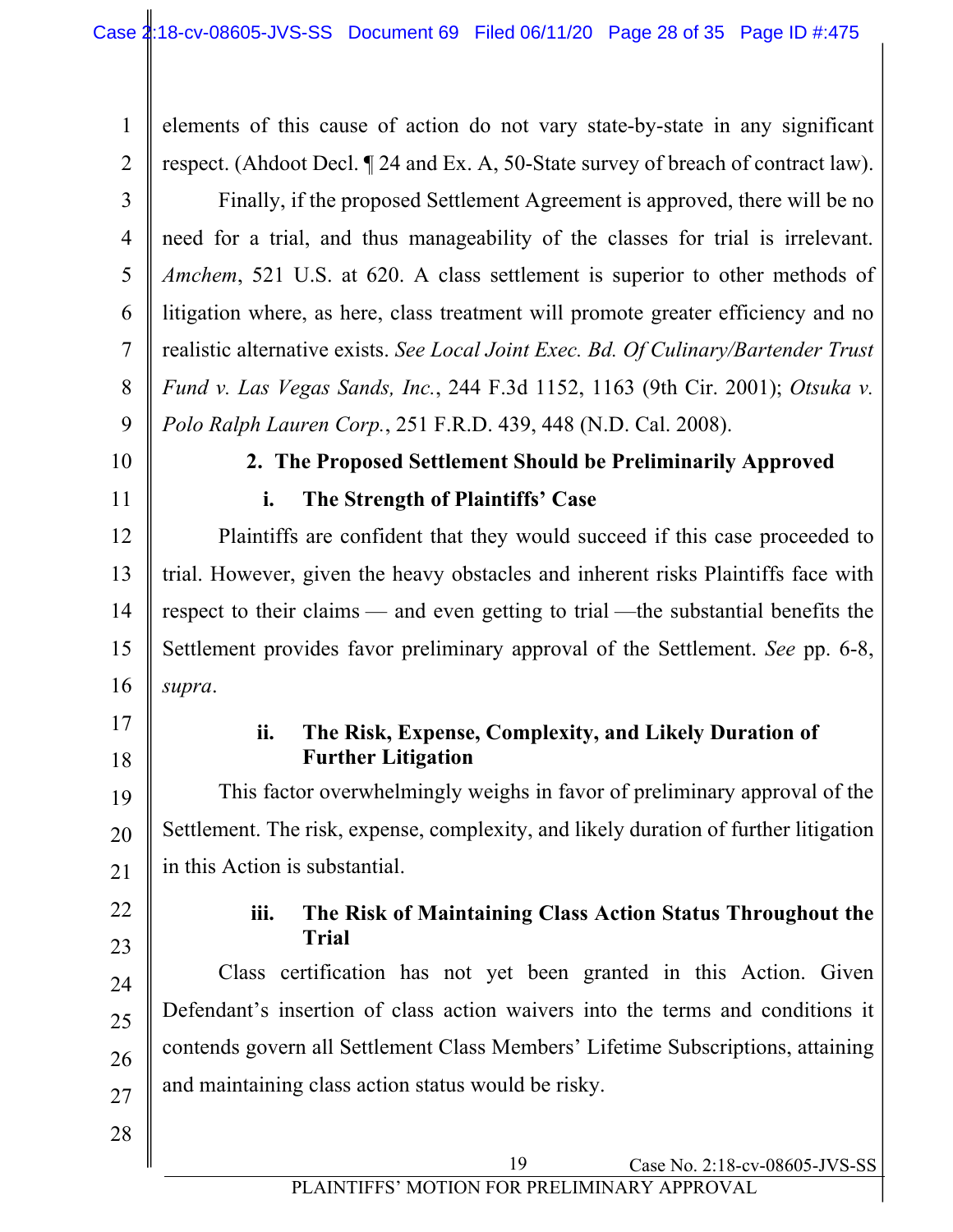elements of this cause of action do not vary state-by-state in any significant respect. (Ahdoot Decl. ¶ 24 and Ex. A, 50-State survey of breach of contract law).

Finally, if the proposed Settlement Agreement is approved, there will be no need for a trial, and thus manageability of the classes for trial is irrelevant. *Amchem*, 521 U.S. at 620. A class settlement is superior to other methods of litigation where, as here, class treatment will promote greater efficiency and no realistic alternative exists. *See Local Joint Exec. Bd. Of Culinary/Bartender Trust Fund v. Las Vegas Sands, Inc.*, 244 F.3d 1152, 1163 (9th Cir. 2001); *Otsuka v. Polo Ralph Lauren Corp.*, 251 F.R.D. 439, 448 (N.D. Cal. 2008).

### 2. The Proposed Settlement Should be Preliminarily Approved

#### i. The Strength of Plaintiffs' Case

Plaintiffs are confident that they would succeed if this case proceeded to trial. However, given the heavy obstacles and inherent risks Plaintiffs face with respect to their claims — and even getting to trial —the substantial benefits the Settlement provides favor preliminary approval of the Settlement. *See* pp. 6-8, *supra*.

#### ii. The Risk, Expense, Complexity, and Likely Duration of Further Litigation

This factor overwhelmingly weighs in favor of preliminary approval of the Settlement. The risk, expense, complexity, and likely duration of further litigation in this Action is substantial.

#### iii. The Risk of Maintaining Class Action Status Throughout the Trial

Class certification has not yet been granted in this Action. Given Defendant's insertion of class action waivers into the terms and conditions it contends govern all Settlement Class Members' Lifetime Subscriptions, attaining and maintaining class action status would be risky.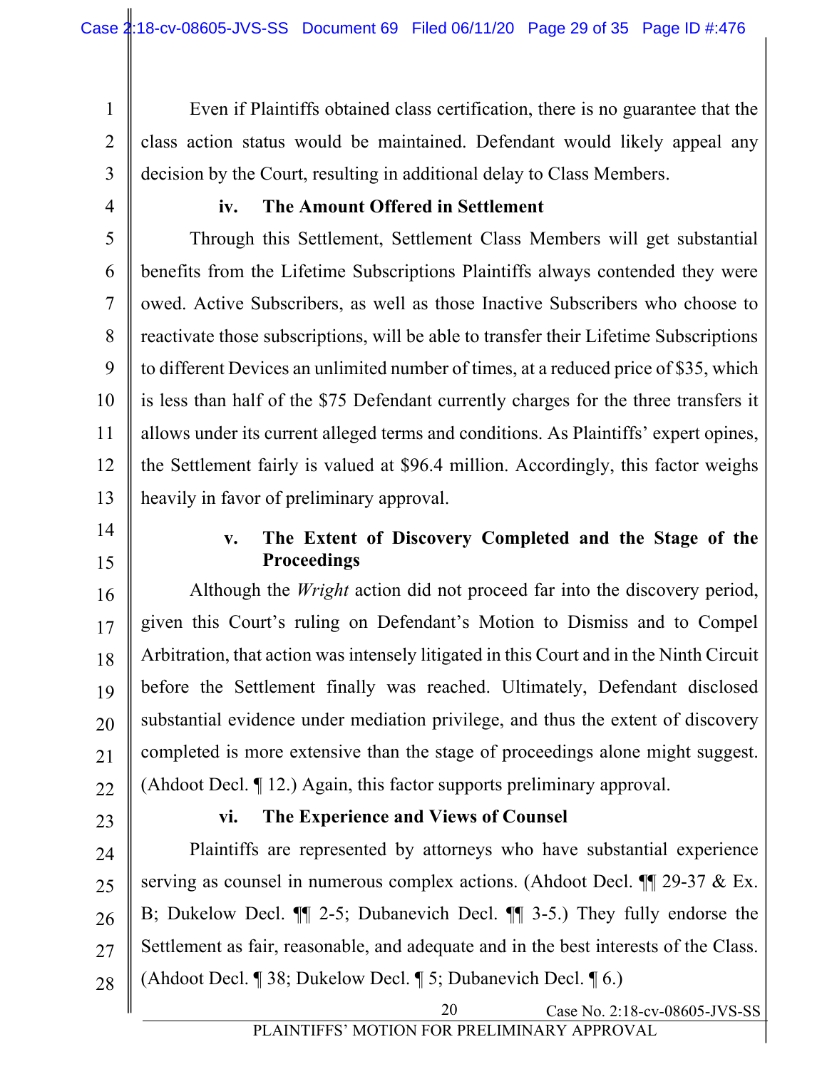Even if Plaintiffs obtained class certification, there is no guarantee that the class action status would be maintained. Defendant would likely appeal any decision by the Court, resulting in additional delay to Class Members.

**iv. The Amount Offered in Settlement**

Through this Settlement, Settlement Class Members will get substantial benefits from the Lifetime Subscriptions Plaintiffs always contended they were owed. Active Subscribers, as well as those Inactive Subscribers who choose to reactivate those subscriptions, will be able to transfer their Lifetime Subscriptions to different Devices an unlimited number of times, at a reduced price of $35, which is less than half of the $75 Defendant currently charges for the three transfers it allows under its current alleged terms and conditions. As Plaintiffs' expert opines, the Settlement fairly is valued at $96.4 million. Accordingly, this factor weighs heavily in favor of preliminary approval.

**v. The Extent of Discovery Completed and the Stage of the Proceedings**

Although the *Wright* action did not proceed far into the discovery period, given this Court's ruling on Defendant's Motion to Dismiss and to Compel Arbitration, that action was intensely litigated in this Court and in the Ninth Circuit before the Settlement finally was reached. Ultimately, Defendant disclosed substantial evidence under mediation privilege, and thus the extent of discovery completed is more extensive than the stage of proceedings alone might suggest. (Ahdoot Decl. ¶ 12.) Again, this factor supports preliminary approval.

**vi. The Experience and Views of Counsel**

Plaintiffs are represented by attorneys who have substantial experience serving as counsel in numerous complex actions. (Ahdoot Decl. ¶¶ 29-37 & Ex. B; Dukelow Decl. ¶¶ 2-5; Dubanevich Decl. ¶¶ 3-5.) They fully endorse the Settlement as fair, reasonable, and adequate and in the best interests of the Class. (Ahdoot Decl. ¶ 38; Dukelow Decl. ¶ 5; Dubanevich Decl. ¶ 6.)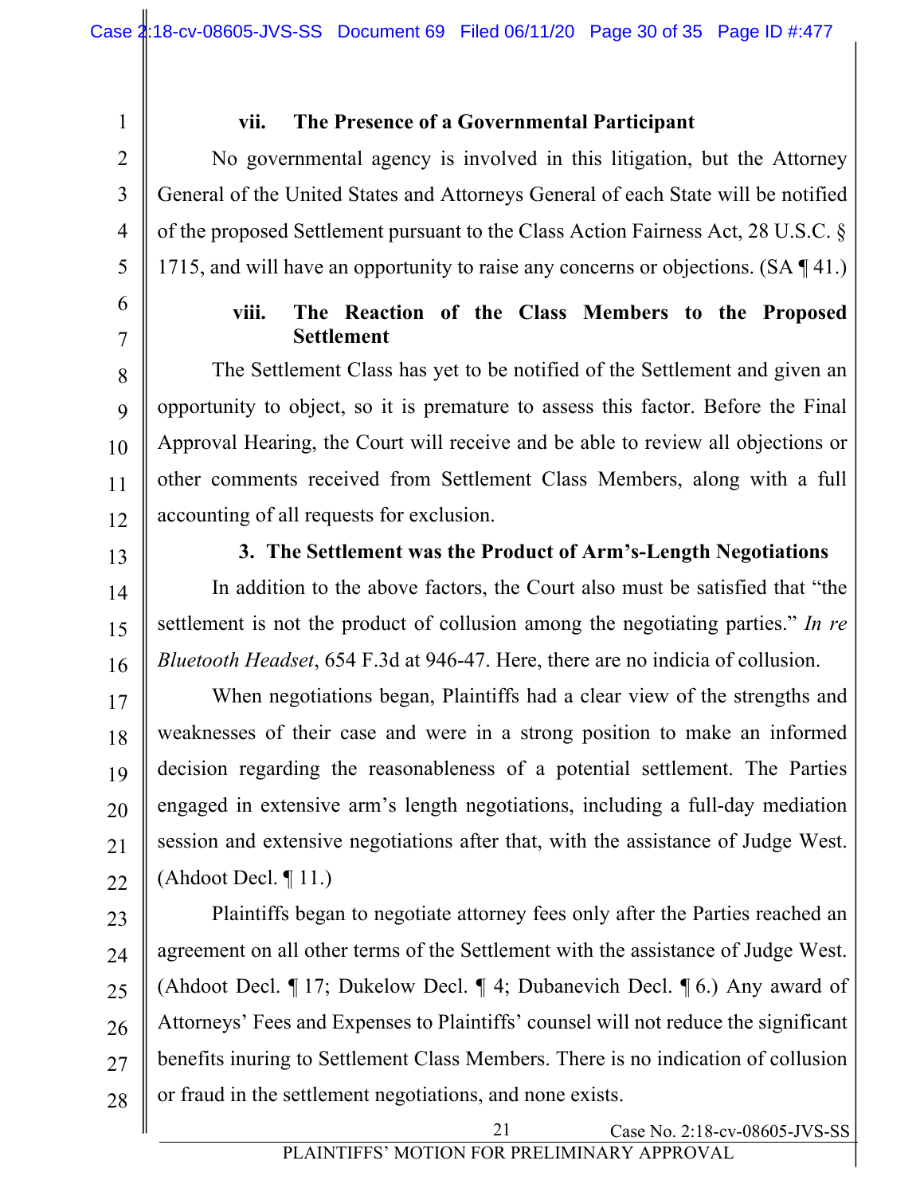#### vii. The Presence of a Governmental Participant

No governmental agency is involved in this litigation, but the Attorney General of the United States and Attorneys General of each State will be notified of the proposed Settlement pursuant to the Class Action Fairness Act, 28 U.S.C. § 1715, and will have an opportunity to raise any concerns or objections. (SA ¶ 41.)

#### viii. The Reaction of the Class Members to the Proposed Settlement

The Settlement Class has yet to be notified of the Settlement and given an opportunity to object, so it is premature to assess this factor. Before the Final Approval Hearing, the Court will receive and be able to review all objections or other comments received from Settlement Class Members, along with a full accounting of all requests for exclusion.

### 3. The Settlement was the Product of Arm's-Length Negotiations

In addition to the above factors, the Court also must be satisfied that "the settlement is not the product of collusion among the negotiating parties." *In re Bluetooth Headset*, 654 F.3d at 946-47. Here, there are no indicia of collusion.

When negotiations began, Plaintiffs had a clear view of the strengths and weaknesses of their case and were in a strong position to make an informed decision regarding the reasonableness of a potential settlement. The Parties engaged in extensive arm's length negotiations, including a full-day mediation session and extensive negotiations after that, with the assistance of Judge West. (Ahdoot Decl. ¶ 11.)

Plaintiffs began to negotiate attorney fees only after the Parties reached an agreement on all other terms of the Settlement with the assistance of Judge West. (Ahdoot Decl. ¶ 17; Dukelow Decl. ¶ 4; Dubanevich Decl. ¶ 6.) Any award of Attorneys' Fees and Expenses to Plaintiffs' counsel will not reduce the significant benefits inuring to Settlement Class Members. There is no indication of collusion or fraud in the settlement negotiations, and none exists.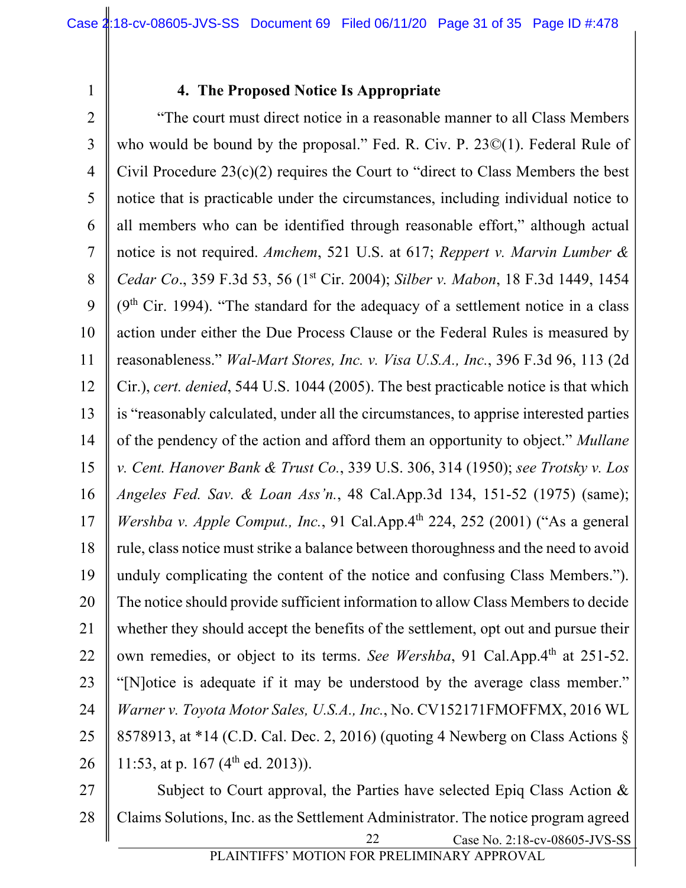### 4. The Proposed Notice Is Appropriate

"The court must direct notice in a reasonable manner to all Class Members who would be bound by the proposal." Fed. R. Civ. P. 23©(1). Federal Rule of Civil Procedure 23(c)(2) requires the Court to "direct to Class Members the best notice that is practicable under the circumstances, including individual notice to all members who can be identified through reasonable effort," although actual notice is not required. *Amchem*, 521 U.S. at 617; *Reppert v. Marvin Lumber & Cedar Co.*, 359 F.3d 53, 56 (1st Cir. 2004); *Silber v. Mabon*, 18 F.3d 1449, 1454 (9th Cir. 1994). "The standard for the adequacy of a settlement notice in a class action under either the Due Process Clause or the Federal Rules is measured by reasonableness." *Wal-Mart Stores, Inc. v. Visa U.S.A., Inc.*, 396 F.3d 96, 113 (2d Cir.), *cert. denied*, 544 U.S. 1044 (2005). The best practicable notice is that which is "reasonably calculated, under all the circumstances, to apprise interested parties of the pendency of the action and afford them an opportunity to object." *Mullane v. Cent. Hanover Bank & Trust Co.*, 339 U.S. 306, 314 (1950); *see Trotsky v. Los Angeles Fed. Sav. & Loan Ass'n.*, 48 Cal.App.3d 134, 151-52 (1975) (same); *Wershba v. Apple Comput., Inc.*, 91 Cal.App.4th 224, 252 (2001) ("As a general rule, class notice must strike a balance between thoroughness and the need to avoid unduly complicating the content of the notice and confusing Class Members."). The notice should provide sufficient information to allow Class Members to decide whether they should accept the benefits of the settlement, opt out and pursue their own remedies, or object to its terms. *See Wershba*, 91 Cal.App.4th at 251-52. "[N]otice is adequate if it may be understood by the average class member." *Warner v. Toyota Motor Sales, U.S.A., Inc.*, No. CV152171FMOFFMX, 2016 WL 8578913, at *14 (C.D. Cal. Dec. 2, 2016) (quoting 4 Newberg on Class Actions § 11:53, at p. 167 (4th ed. 2013)).

Subject to Court approval, the Parties have selected Epiq Class Action & Claims Solutions, Inc. as the Settlement Administrator. The notice program agreed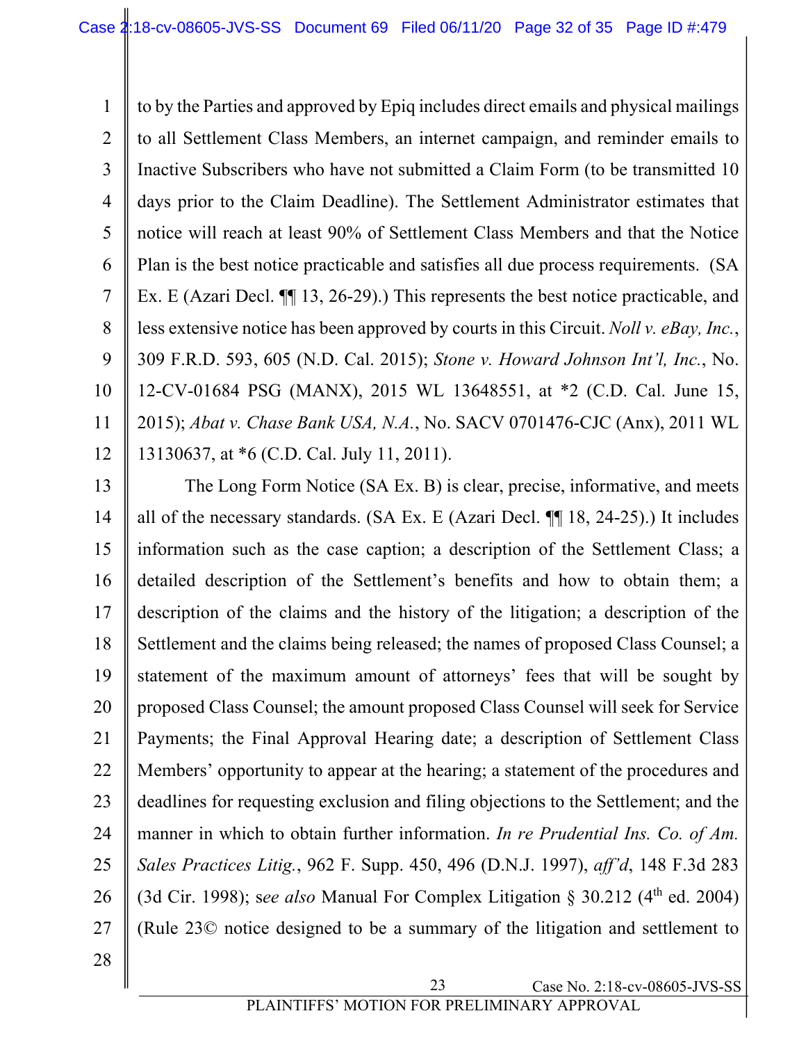to by the Parties and approved by Epiq includes direct emails and physical mailings to all Settlement Class Members, an internet campaign, and reminder emails to Inactive Subscribers who have not submitted a Claim Form (to be transmitted 10 days prior to the Claim Deadline). The Settlement Administrator estimates that notice will reach at least 90% of Settlement Class Members and that the Notice Plan is the best notice practicable and satisfies all due process requirements. (SA Ex. E (Azari Decl. ¶¶ 13, 26-29).) This represents the best notice practicable, and less extensive notice has been approved by courts in this Circuit. *Noll v. eBay, Inc.*, 309 F.R.D. 593, 605 (N.D. Cal. 2015); *Stone v. Howard Johnson Int'l, Inc.*, No. 12-CV-01684 PSG (MANX), 2015 WL 13648551, at *2 (C.D. Cal. June 15, 2015); *Abat v. Chase Bank USA, N.A.*, No. SACV 0701476-CJC (Anx), 2011 WL 13130637, at *6 (C.D. Cal. July 11, 2011).

The Long Form Notice (SA Ex. B) is clear, precise, informative, and meets all of the necessary standards. (SA Ex. E (Azari Decl. ¶¶ 18, 24-25).) It includes information such as the case caption; a description of the Settlement Class; a detailed description of the Settlement's benefits and how to obtain them; a description of the claims and the history of the litigation; a description of the Settlement and the claims being released; the names of proposed Class Counsel; a statement of the maximum amount of attorneys' fees that will be sought by proposed Class Counsel; the amount proposed Class Counsel will seek for Service Payments; the Final Approval Hearing date; a description of Settlement Class Members' opportunity to appear at the hearing; a statement of the procedures and deadlines for requesting exclusion and filing objections to the Settlement; and the manner in which to obtain further information. *In re Prudential Ins. Co. of Am. Sales Practices Litig.*, 962 F. Supp. 450, 496 (D.N.J. 1997), *aff'd*, 148 F.3d 283 (3d Cir. 1998); s*ee also* Manual For Complex Litigation § 30.212 (4th ed. 2004) (Rule 23© notice designed to be a summary of the litigation and settlement to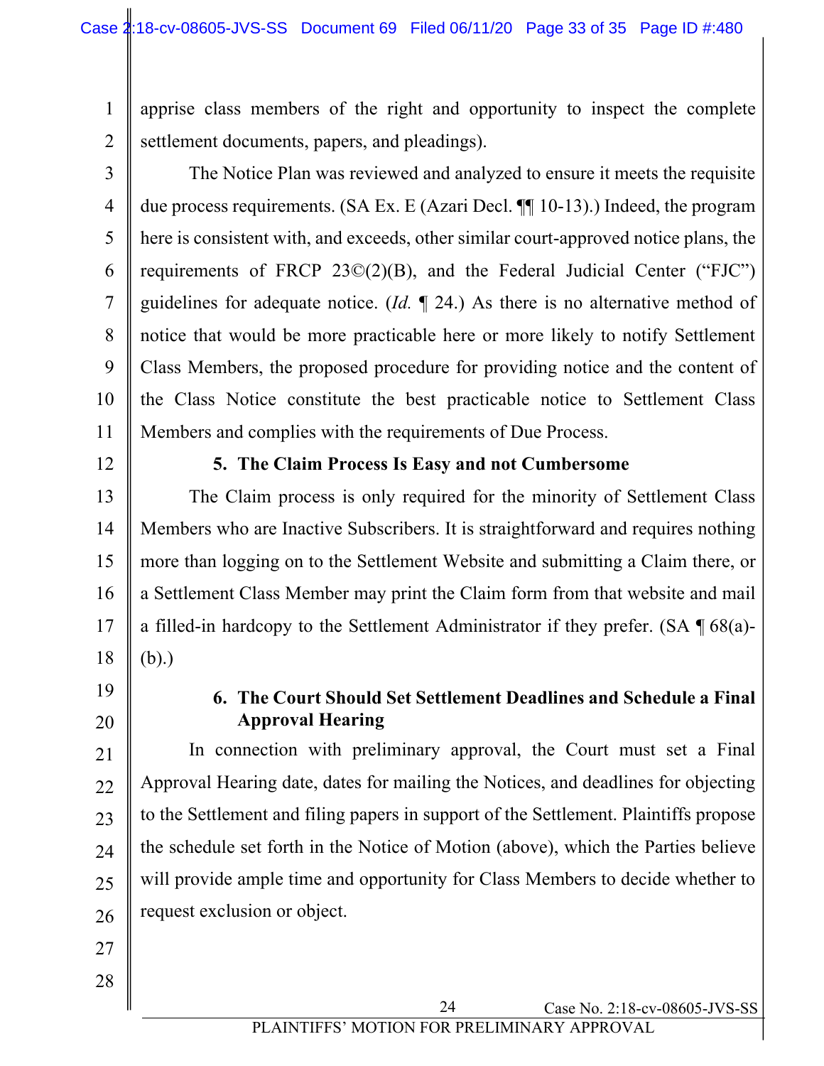apprise class members of the right and opportunity to inspect the complete settlement documents, papers, and pleadings).

The Notice Plan was reviewed and analyzed to ensure it meets the requisite due process requirements. (SA Ex. E (Azari Decl. ¶¶ 10-13).) Indeed, the program here is consistent with, and exceeds, other similar court-approved notice plans, the requirements of FRCP 23©(2)(B), and the Federal Judicial Center ("FJC") guidelines for adequate notice. (*Id.* ¶ 24.) As there is no alternative method of notice that would be more practicable here or more likely to notify Settlement Class Members, the proposed procedure for providing notice and the content of the Class Notice constitute the best practicable notice to Settlement Class Members and complies with the requirements of Due Process.

**5. The Claim Process Is Easy and not Cumbersome**

The Claim process is only required for the minority of Settlement Class Members who are Inactive Subscribers. It is straightforward and requires nothing more than logging on to the Settlement Website and submitting a Claim there, or a Settlement Class Member may print the Claim form from that website and mail a filled-in hardcopy to the Settlement Administrator if they prefer. (SA ¶ 68(a)-(b).)

**6. The Court Should Set Settlement Deadlines and Schedule a Final Approval Hearing**

In connection with preliminary approval, the Court must set a Final Approval Hearing date, dates for mailing the Notices, and deadlines for objecting to the Settlement and filing papers in support of the Settlement. Plaintiffs propose the schedule set forth in the Notice of Motion (above), which the Parties believe will provide ample time and opportunity for Class Members to decide whether to request exclusion or object.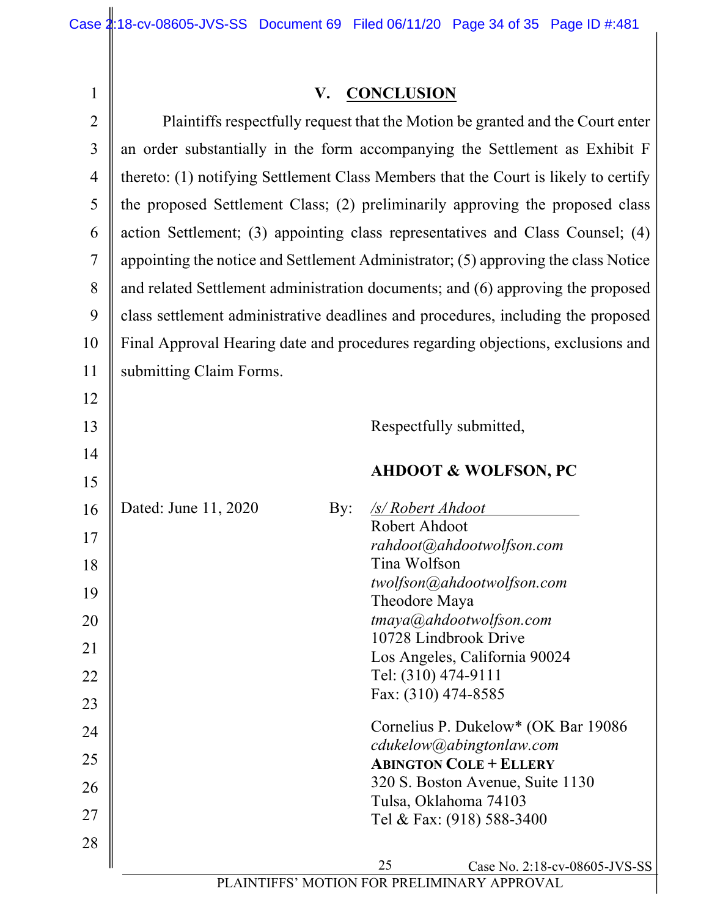## V. CONCLUSION

Plaintiffs respectfully request that the Motion be granted and the Court enter an order substantially in the form accompanying the Settlement as Exhibit F thereto: (1) notifying Settlement Class Members that the Court is likely to certify the proposed Settlement Class; (2) preliminarily approving the proposed class action Settlement; (3) appointing class representatives and Class Counsel; (4) appointing the notice and Settlement Administrator; (5) approving the class Notice and related Settlement administration documents; and (6) approving the proposed class settlement administrative deadlines and procedures, including the proposed Final Approval Hearing date and procedures regarding objections, exclusions and submitting Claim Forms.

Respectfully submitted,

**AHDOOT & WOLFSON, PC**

Dated: June 11, 2020

By: */s/ Robert Ahdoot*

Robert Ahdoot
*rahdoot@ahdootwolfson.com*
Tina Wolfson
*twolfson@ahdootwolfson.com*
Theodore Maya
*tmaya@ahdootwolfson.com*
10728 Lindbrook Drive
Los Angeles, California 90024
Tel: (310) 474-9111
Fax: (310) 474-8585

Cornelius P. Dukelow* (OK Bar 19086
*cdukelow@abingtonlaw.com*
**ABINGTON COLE + ELLERY**
320 S. Boston Avenue, Suite 1130
Tulsa, Oklahoma 74103
Tel & Fax: (918) 588-3400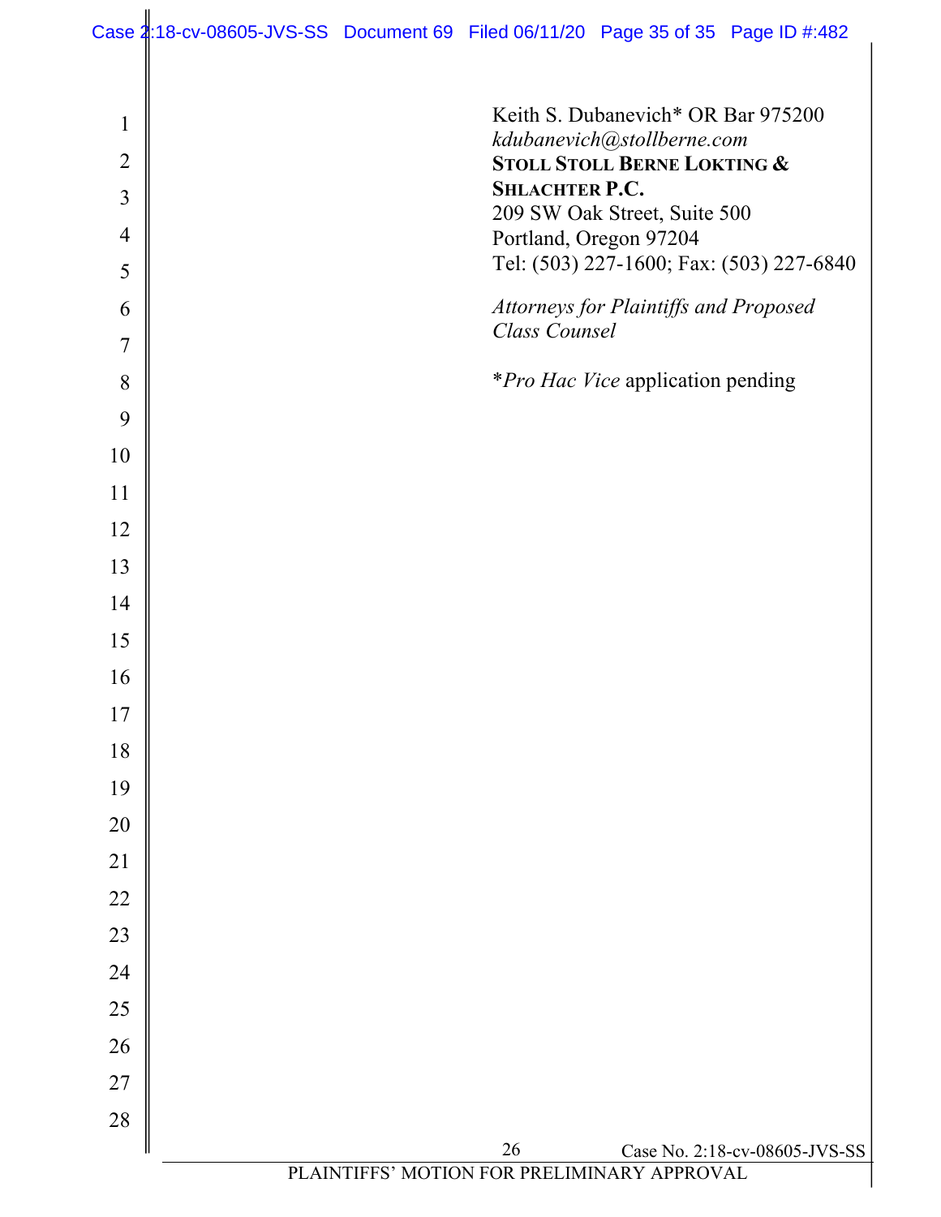Keith S. Dubanevich* OR Bar 975200
*kdubanevich@stollberne.com*
**STOLL STOLL BERNE LOKTING & SHLACHTER P.C.**
209 SW Oak Street, Suite 500
Portland, Oregon 97204
Tel: (503) 227-1600; Fax: (503) 227-6840

*Attorneys for Plaintiffs and Proposed Class Counsel*

**Pro Hac Vice* application pending